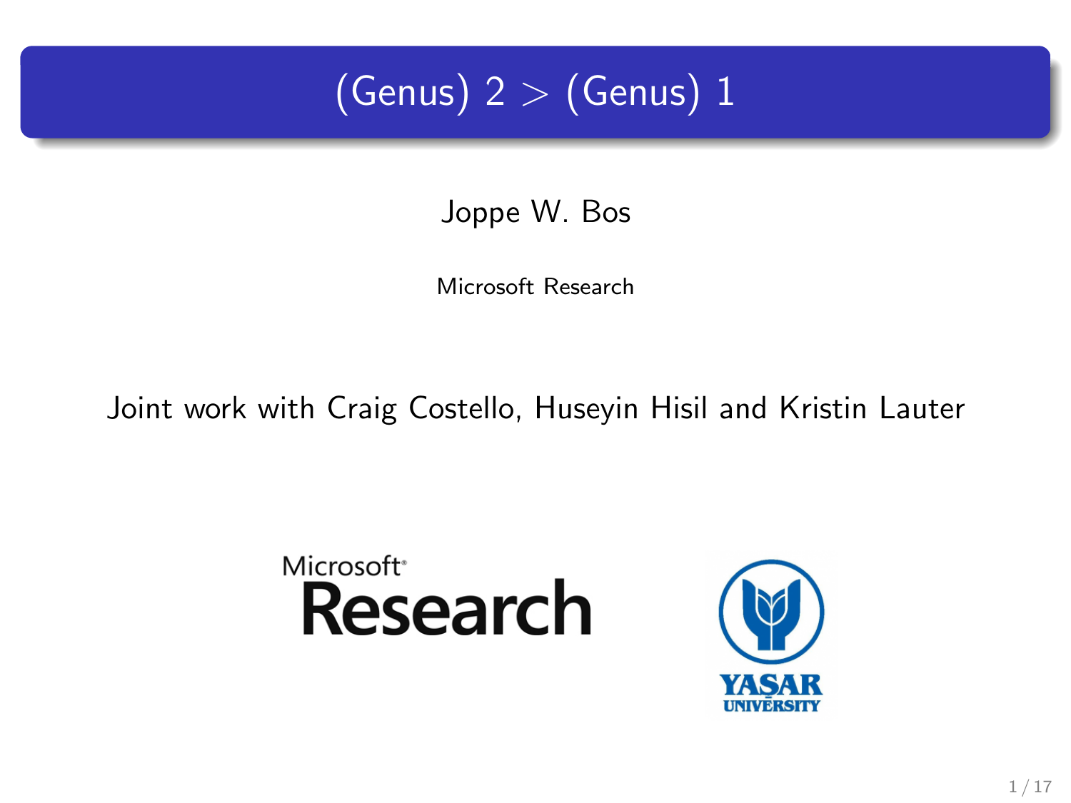# (Genus) 2 $>$ (Genus) 1

Joppe W. Bos

Microsoft Research

Joint work with Craig Costello, Huseyin Hisil and Kristin Lauter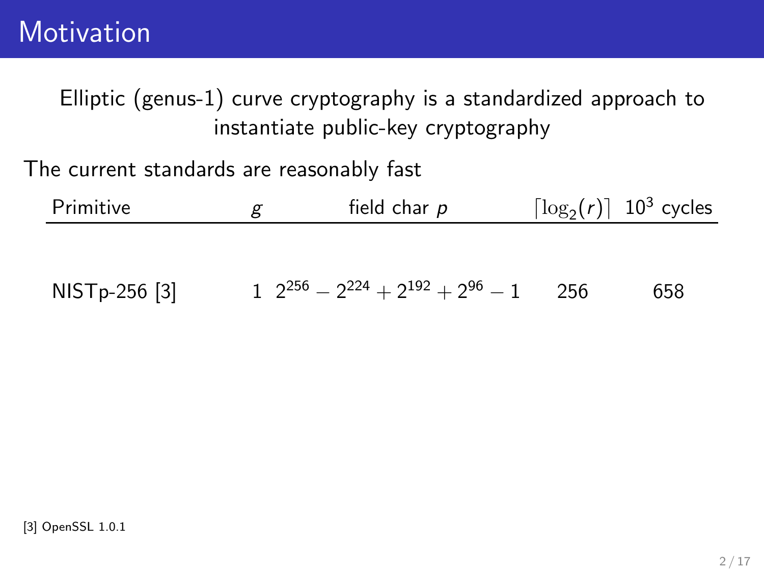# Motivation

Elliptic (genus-1) curve cryptography is a standardized approach to instantiate public-key cryptography

The current standards are reasonably fast

| Primitive | $g$ | field char $p$ | $\lceil \log_2(r) \rceil$ | $10^3$ cycles |
|---|---|---|---|---|
| NISTp-256 [3] | 1 | $2^{256} - 2^{224} + 2^{192} + 2^{96} - 1$ | 256 | 658 |

[3] OpenSSL 1.0.1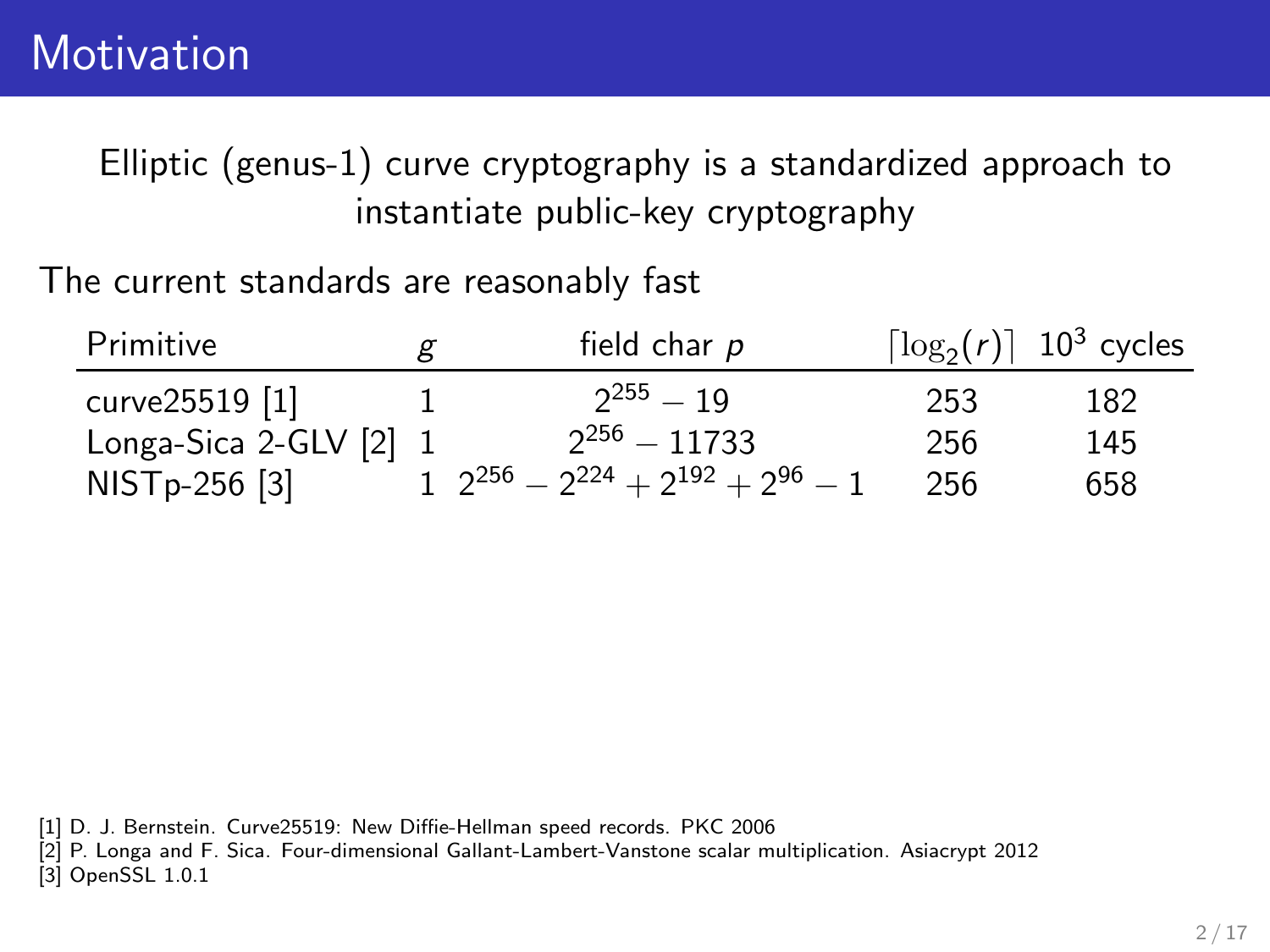# Motivation

Elliptic (genus-1) curve cryptography is a standardized approach to instantiate public-key cryptography

The current standards are reasonably fast

| Primitive | $g$ | field char $p$ | $\lceil \log_2(r) \rceil$ | $10^3$ cycles |
|---|---|---|---|---|
| curve25519 [1] | 1 | $2^{255} - 19$ | 253 | 182 |
| Longa-Sica 2-GLV [2] | 1 | $2^{256} - 11733$ | 256 | 145 |
| NISTp-256 [3] | 1 | $2^{256} - 2^{224} + 2^{192} + 2^{96} - 1$ | 256 | 658 |

[1] D. J. Bernstein. Curve25519: New Diffie-Hellman speed records. PKC 2006
[2] P. Longa and F. Sica. Four-dimensional Gallant-Lambert-Vanstone scalar multiplication. Asiacrypt 2012
[3] OpenSSL 1.0.1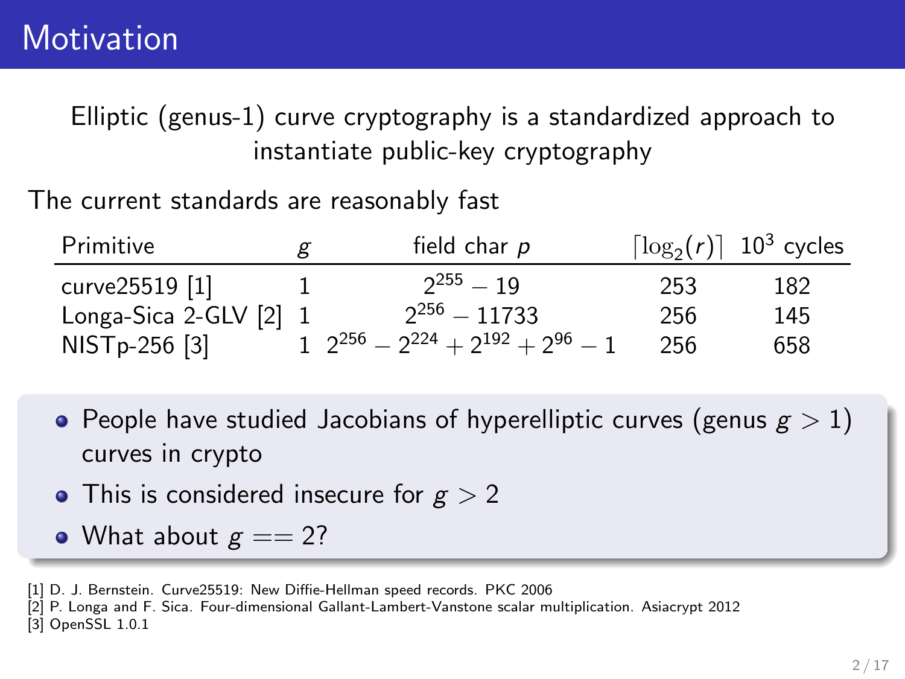# Motivation

Elliptic (genus-1) curve cryptography is a standardized approach to instantiate public-key cryptography

The current standards are reasonably fast

| Primitive | $g$ | field char $p$ | $\lceil \log_2(r) \rceil$ | $10^3$ cycles |
|---|---|---|---|---|
| curve25519 [1] | 1 | $2^{255} - 19$ | 253 | 182 |
| Longa-Sica 2-GLV [2] | 1 | $2^{256} - 11733$ | 256 | 145 |
| NISTp-256 [3] | 1 | $2^{256} - 2^{224} + 2^{192} + 2^{96} - 1$ | 256 | 658 |

- People have studied Jacobians of hyperelliptic curves (genus $g > 1$) curves in crypto
- This is considered insecure for $g > 2$
- What about $g == 2$?

[1] D. J. Bernstein. Curve25519: New Diffie-Hellman speed records. PKC 2006
[2] P. Longa and F. Sica. Four-dimensional Gallant-Lambert-Vanstone scalar multiplication. Asiacrypt 2012
[3] OpenSSL 1.0.1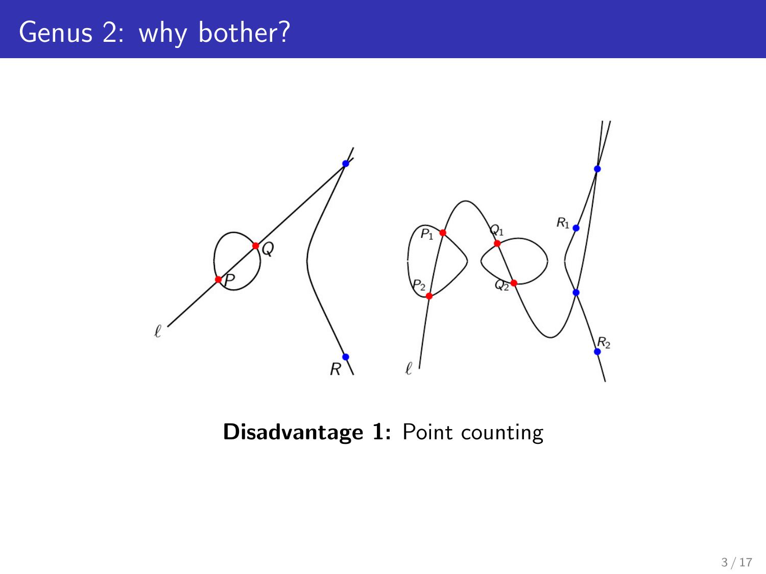# Genus 2: why bother?

$\ell$

$P$

$Q$

$R$

$\ell$

$P_1$

$P_2$

$Q_1$

$Q_2$

$R_1$

$R_2$

**Disadvantage 1:** Point counting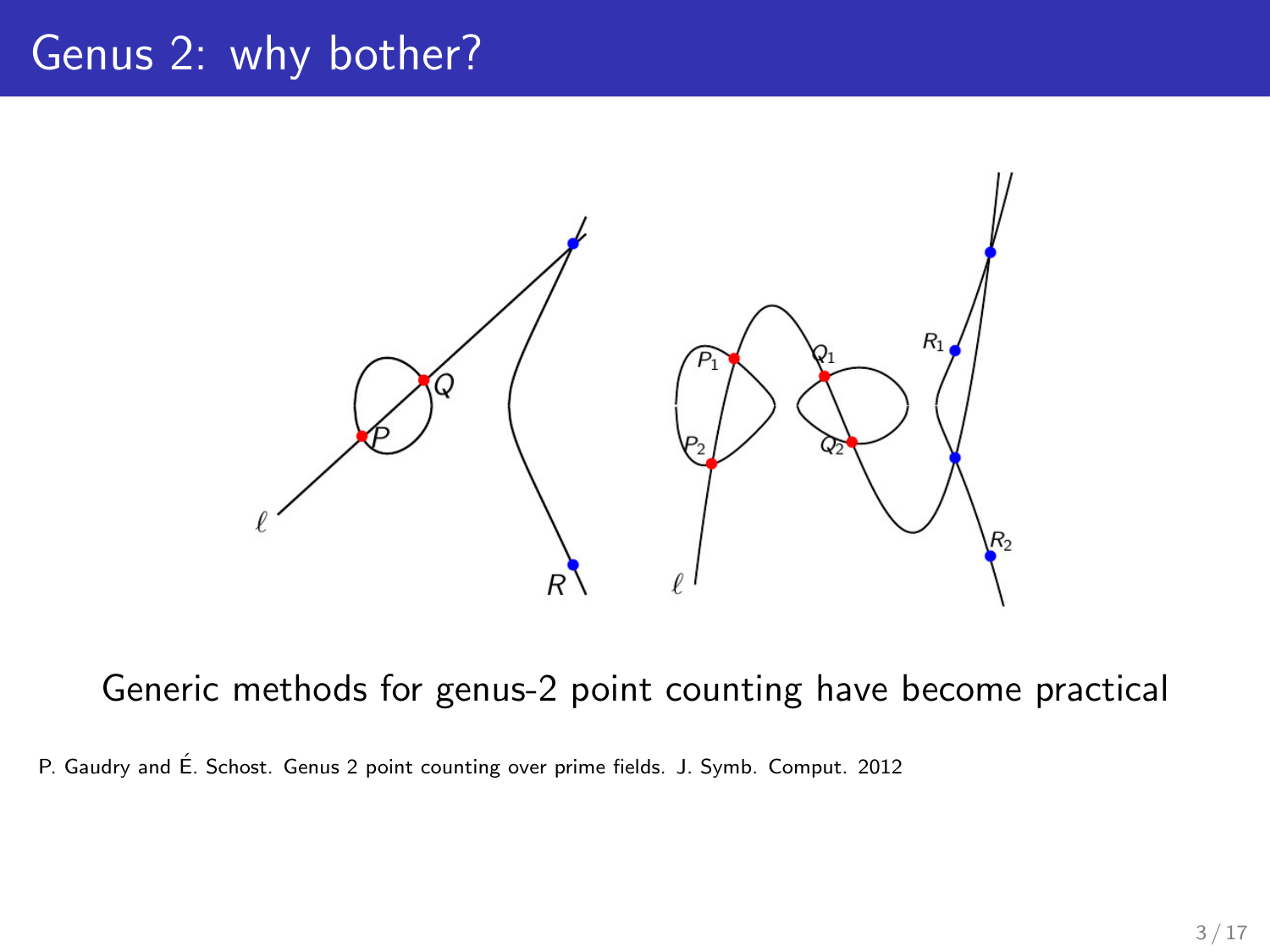# Genus 2: why bother?

Generic methods for genus-2 point counting have become practical

P. Gaudry and É. Schost. Genus 2 point counting over prime fields. J. Symb. Comput. 2012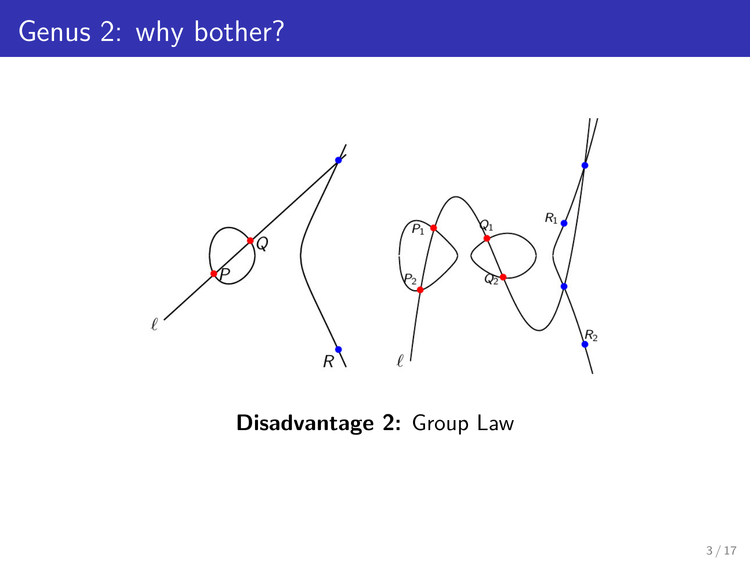# Genus 2: why bother?

$\ell$

$P$

$Q$

$R$

$\ell$

$P_1$

$P_2$

$Q_1$

$Q_2$

$R_1$

$R_2$

**Disadvantage 2:** Group Law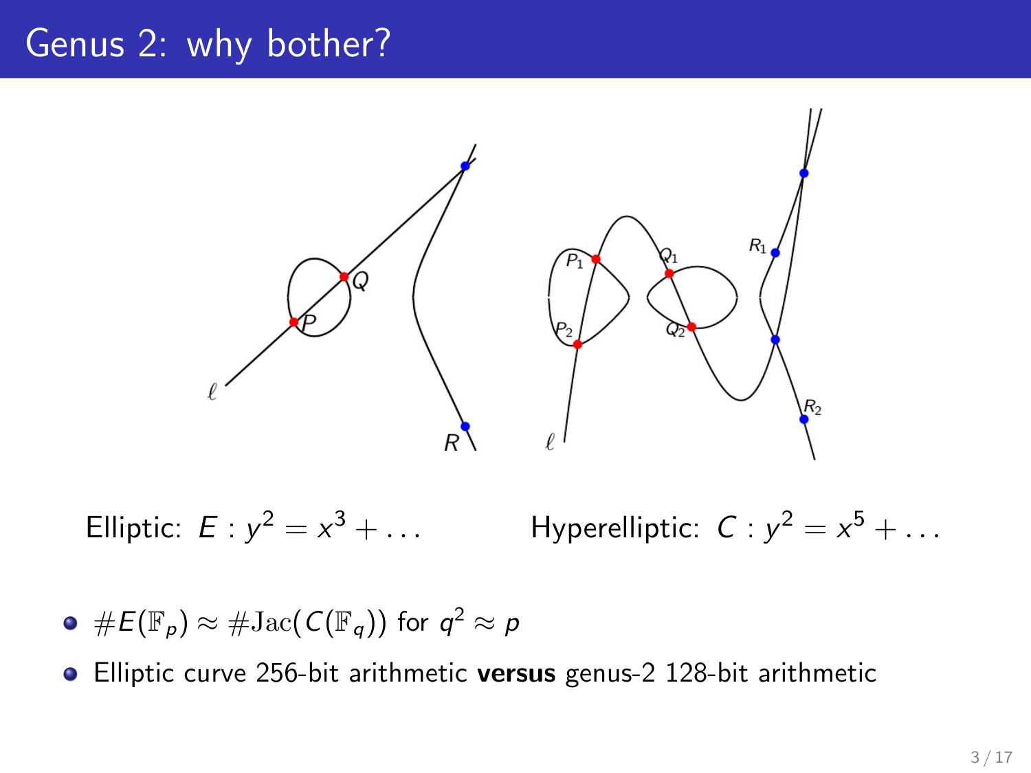# Genus 2: why bother?

$\ell$

$P$

$Q$

$R$

$\ell$

$P_1$

$P_2$

$Q_1$

$Q_2$

$R_1$

$R_2$

Elliptic: $E : y^2 = x^3 + \ldots$

Hyperelliptic: $C : y^2 = x^5 + \ldots$

- $\#E(\mathbb{F}_p) \approx \#\mathrm{Jac}(C(\mathbb{F}_q))$ for $q^2 \approx p$
- Elliptic curve 256-bit arithmetic **versus** genus-2 128-bit arithmetic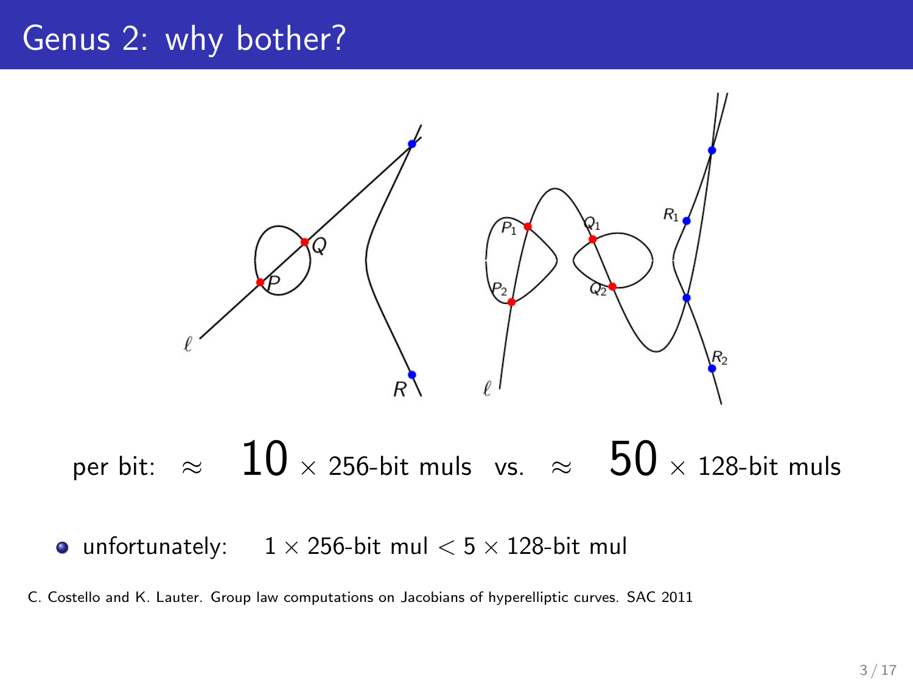# Genus 2: why bother?

$\ell$

$P$

$Q$

$R$

$\ell$

$P_1$

$P_2$

$Q_1$

$Q_2$

$R_1$

$R_2$

per bit: $\approx$ **10** $\times$ 256-bit muls vs. $\approx$ **50** $\times$ 128-bit muls

- unfortunately: $1 \times$ 256-bit mul $< 5 \times$ 128-bit mul

C. Costello and K. Lauter. Group law computations on Jacobians of hyperelliptic curves. SAC 2011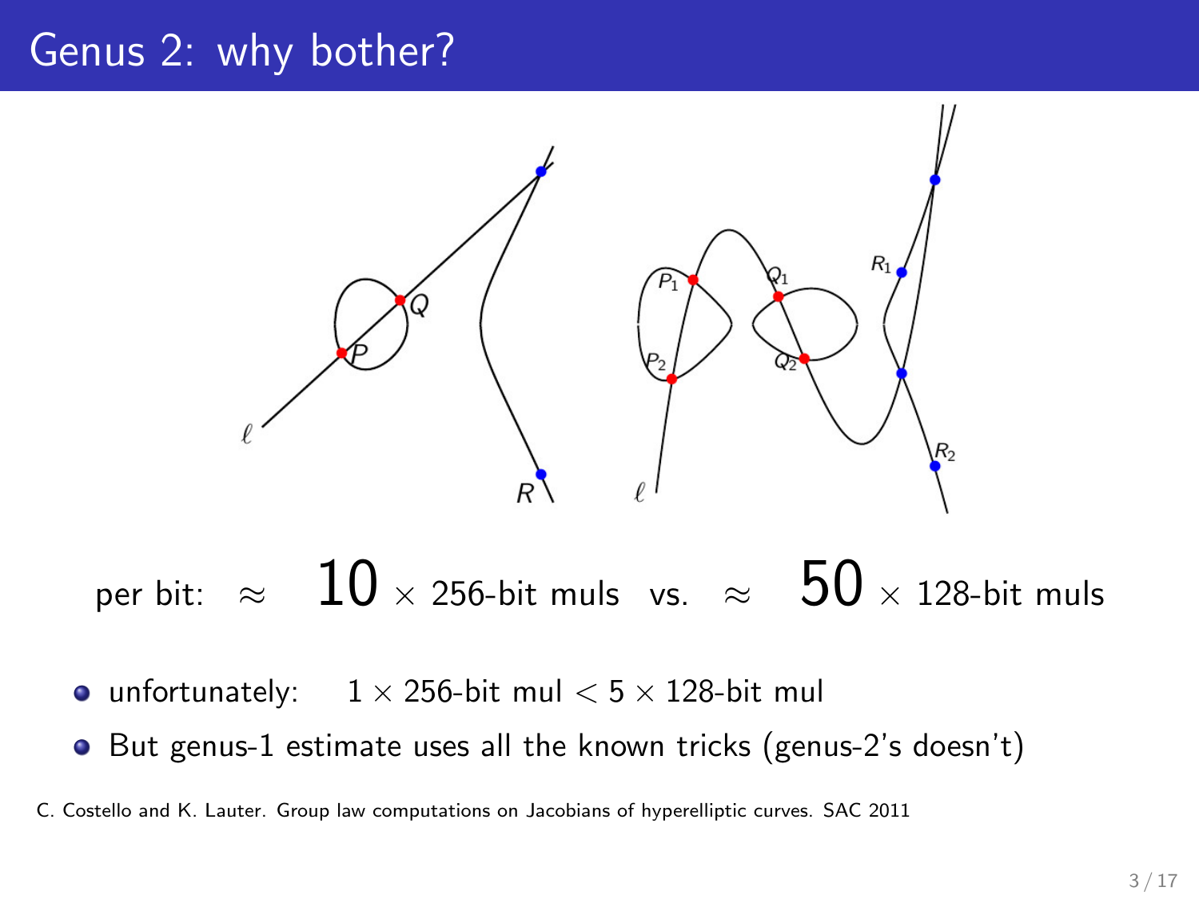# Genus 2: why bother?

$\ell$

$P$

$Q$

$R$

$\ell$

$P_1$

$P_2$

$Q_1$

$Q_2$

$R_1$

$R_2$

per bit: $\approx$ **10** $\times$ 256-bit muls vs. $\approx$ **50** $\times$ 128-bit muls

- unfortunately: $1 \times$ 256-bit mul $< 5 \times$ 128-bit mul
- But genus-1 estimate uses all the known tricks (genus-2's doesn't)

C. Costello and K. Lauter. Group law computations on Jacobians of hyperelliptic curves. SAC 2011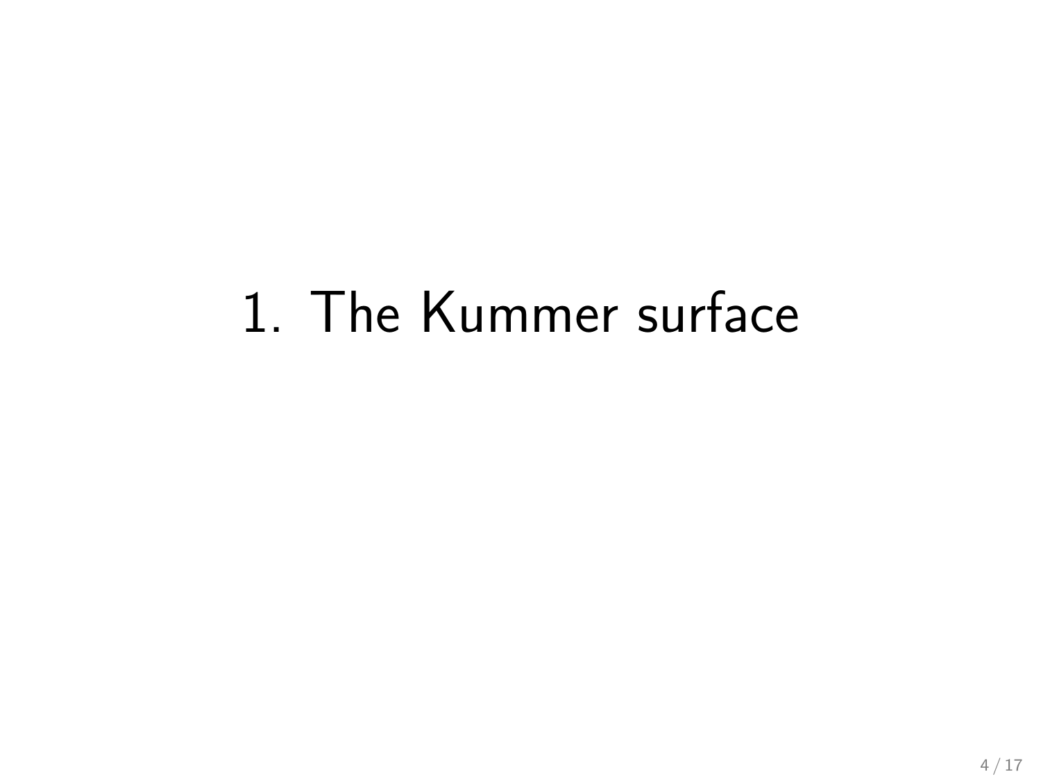# 1. The Kummer surface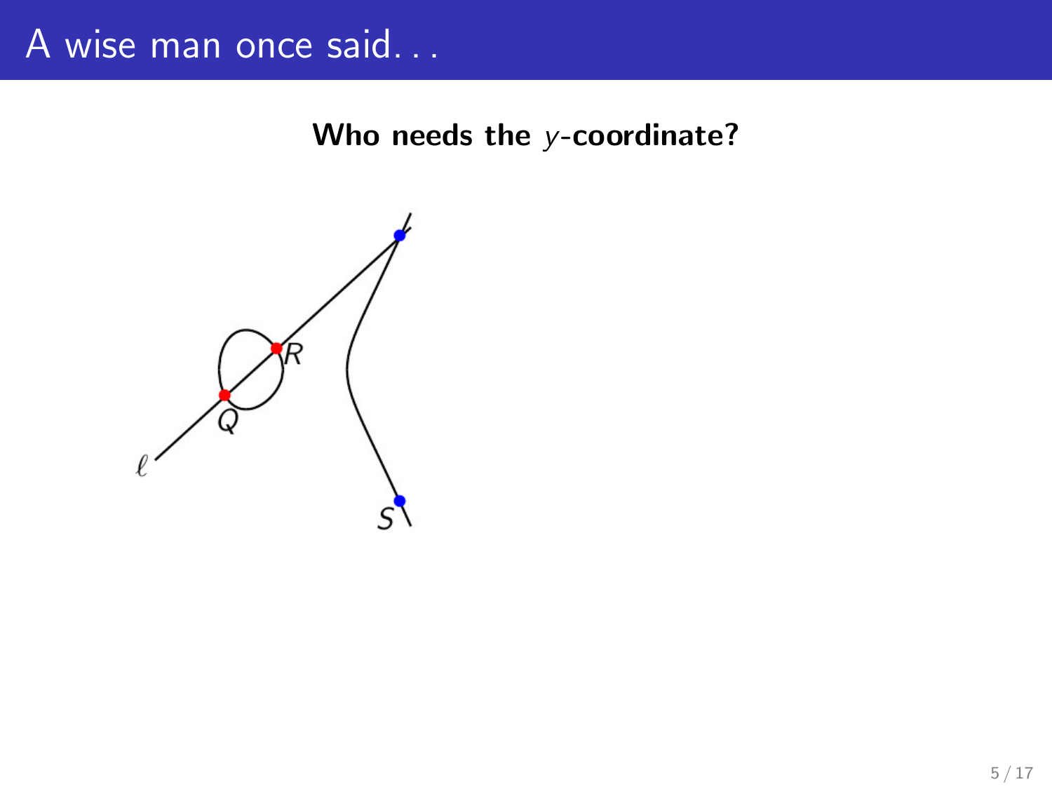# A wise man once said...

**Who needs the $y$-coordinate?**

$\ell$

$R$

$Q$

$S$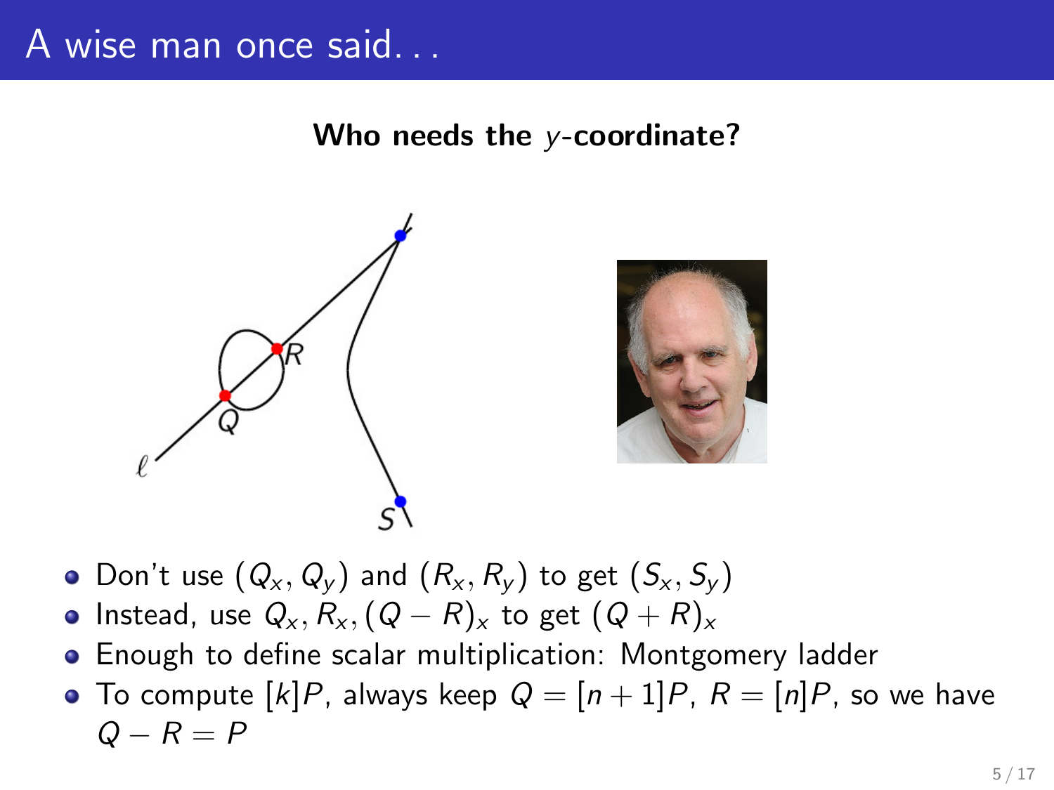# A wise man once said...

**Who needs the $y$-coordinate?**

$\ell$

$R$

$Q$

$S$

- Don't use $(Q_x, Q_y)$ and $(R_x, R_y)$ to get $(S_x, S_y)$
- Instead, use $Q_x, R_x, (Q - R)_x$ to get $(Q + R)_x$
- Enough to define scalar multiplication: Montgomery ladder
- To compute $[k]P$, always keep $Q = [n+1]P$, $R = [n]P$, so we have $Q - R = P$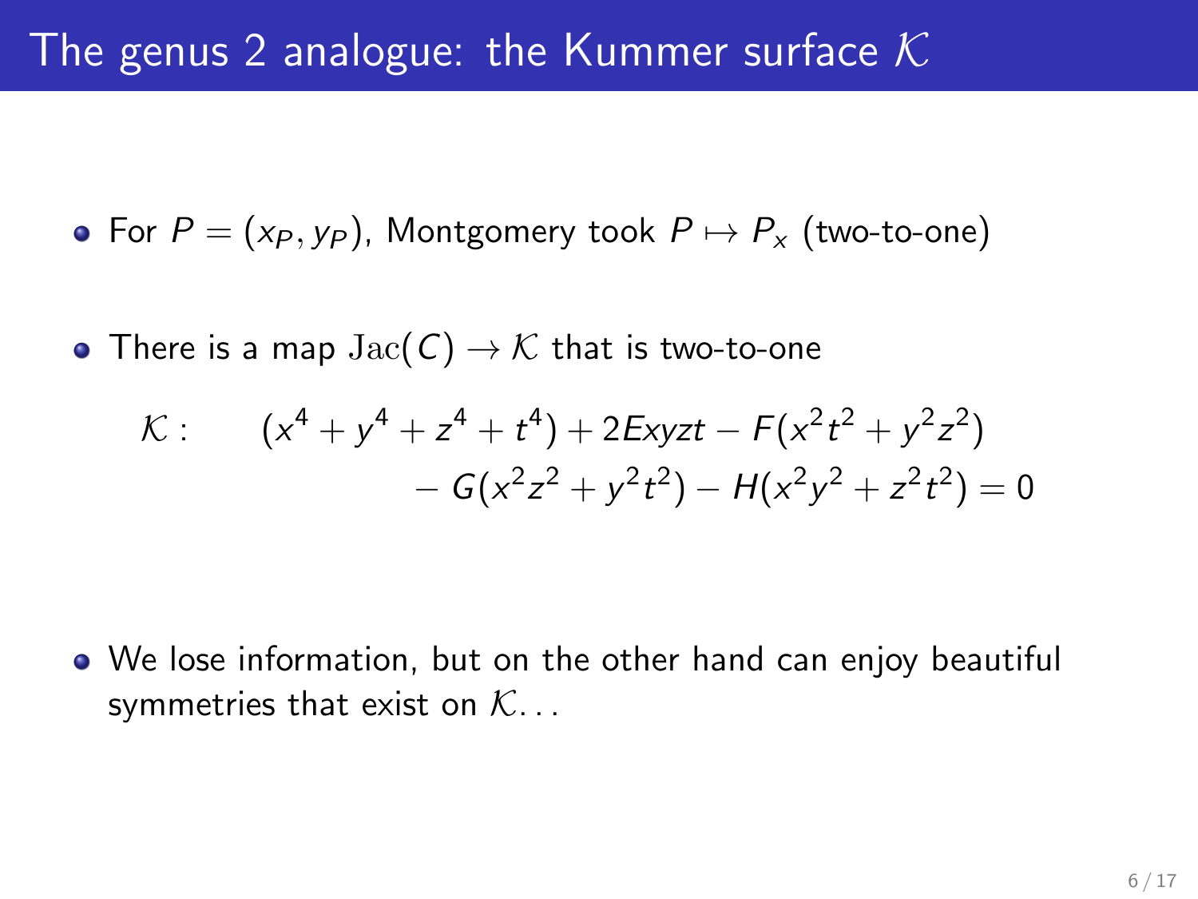# The genus 2 analogue: the Kummer surface $\mathcal{K}$

- For $P = (x_P, y_P)$, Montgomery took $P \mapsto P_x$ (two-to-one)
- There is a map $\mathrm{Jac}(C) \to \mathcal{K}$ that is two-to-one

$$
\begin{aligned}
\mathcal{K}: \qquad (x^4 + y^4 + z^4 + t^4) + 2Exyzt - F(x^2t^2 + y^2z^2) \\
- G(x^2z^2 + y^2t^2) - H(x^2y^2 + z^2t^2) = 0
\end{aligned}
$$

- We lose information, but on the other hand can enjoy beautiful symmetries that exist on $\mathcal{K}$...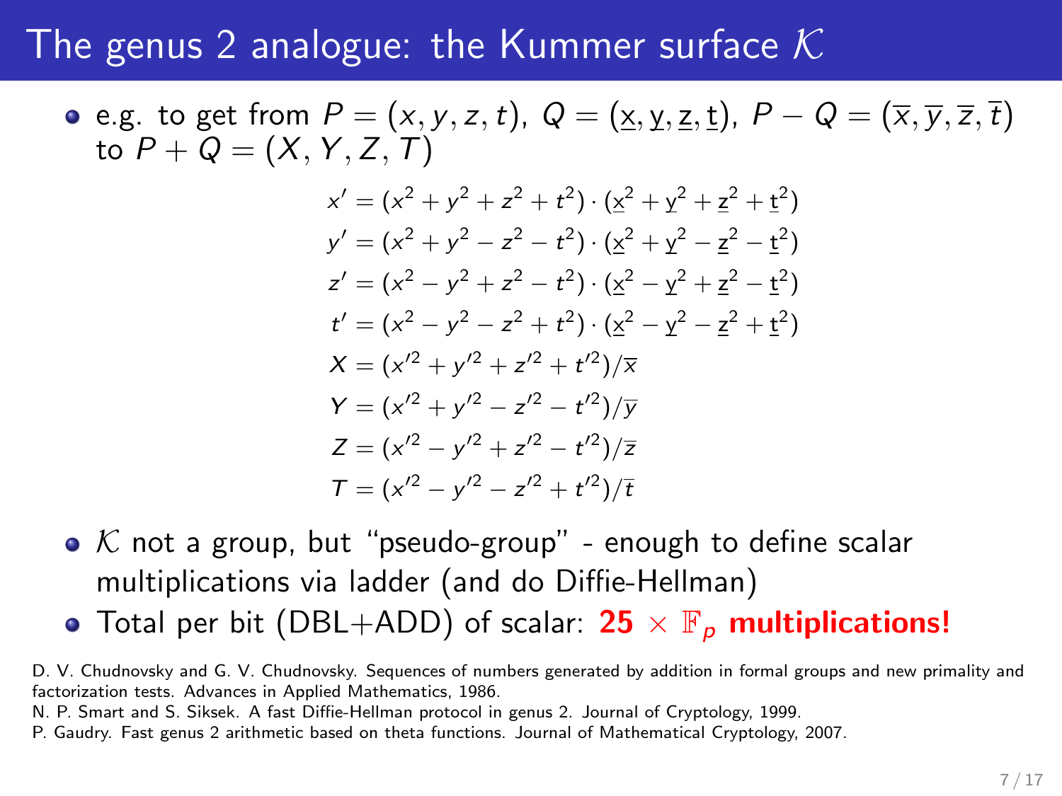# The genus 2 analogue: the Kummer surface $\mathcal{K}$

- e.g. to get from $P = (x, y, z, t)$, $Q = (\underline{x}, \underline{y}, \underline{z}, \underline{t})$, $P - Q = (\overline{x}, \overline{y}, \overline{z}, \overline{t})$ to $P + Q = (X, Y, Z, T)$

$$
\begin{aligned}
x' &= (x^2 + y^2 + z^2 + t^2) \cdot (\underline{x}^2 + \underline{y}^2 + \underline{z}^2 + \underline{t}^2) \\
y' &= (x^2 + y^2 - z^2 - t^2) \cdot (\underline{x}^2 + \underline{y}^2 - \underline{z}^2 - \underline{t}^2) \\
z' &= (x^2 - y^2 + z^2 - t^2) \cdot (\underline{x}^2 - \underline{y}^2 + \underline{z}^2 - \underline{t}^2) \\
t' &= (x^2 - y^2 - z^2 + t^2) \cdot (\underline{x}^2 - \underline{y}^2 - \underline{z}^2 + \underline{t}^2) \\
X &= (x'^2 + y'^2 + z'^2 + t'^2)/\overline{x} \\
Y &= (x'^2 + y'^2 - z'^2 - t'^2)/\overline{y} \\
Z &= (x'^2 - y'^2 + z'^2 - t'^2)/\overline{z} \\
T &= (x'^2 - y'^2 - z'^2 + t'^2)/\overline{t}
\end{aligned}
$$

- $\mathcal{K}$ not a group, but "pseudo-group" - enough to define scalar multiplications via ladder (and do Diffie-Hellman)
- Total per bit (DBL+ADD) of scalar: **25 $\times$ $\mathbb{F}_p$ multiplications!**

D. V. Chudnovsky and G. V. Chudnovsky. Sequences of numbers generated by addition in formal groups and new primality and factorization tests. Advances in Applied Mathematics, 1986.

N. P. Smart and S. Siksek. A fast Diffie-Hellman protocol in genus 2. Journal of Cryptology, 1999.

P. Gaudry. Fast genus 2 arithmetic based on theta functions. Journal of Mathematical Cryptology, 2007.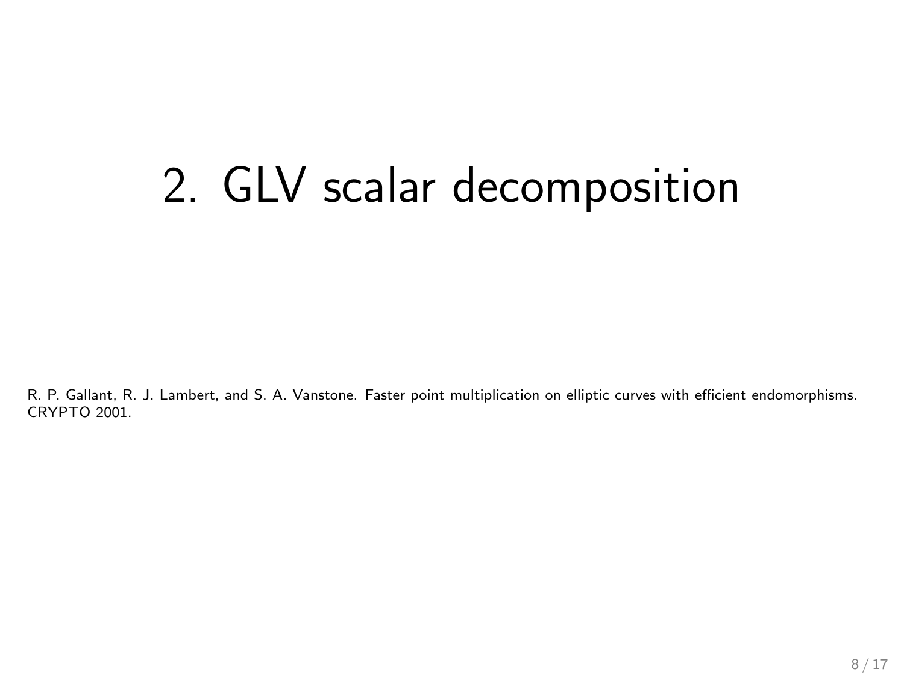# 2. GLV scalar decomposition

R. P. Gallant, R. J. Lambert, and S. A. Vanstone. Faster point multiplication on elliptic curves with efficient endomorphisms. CRYPTO 2001.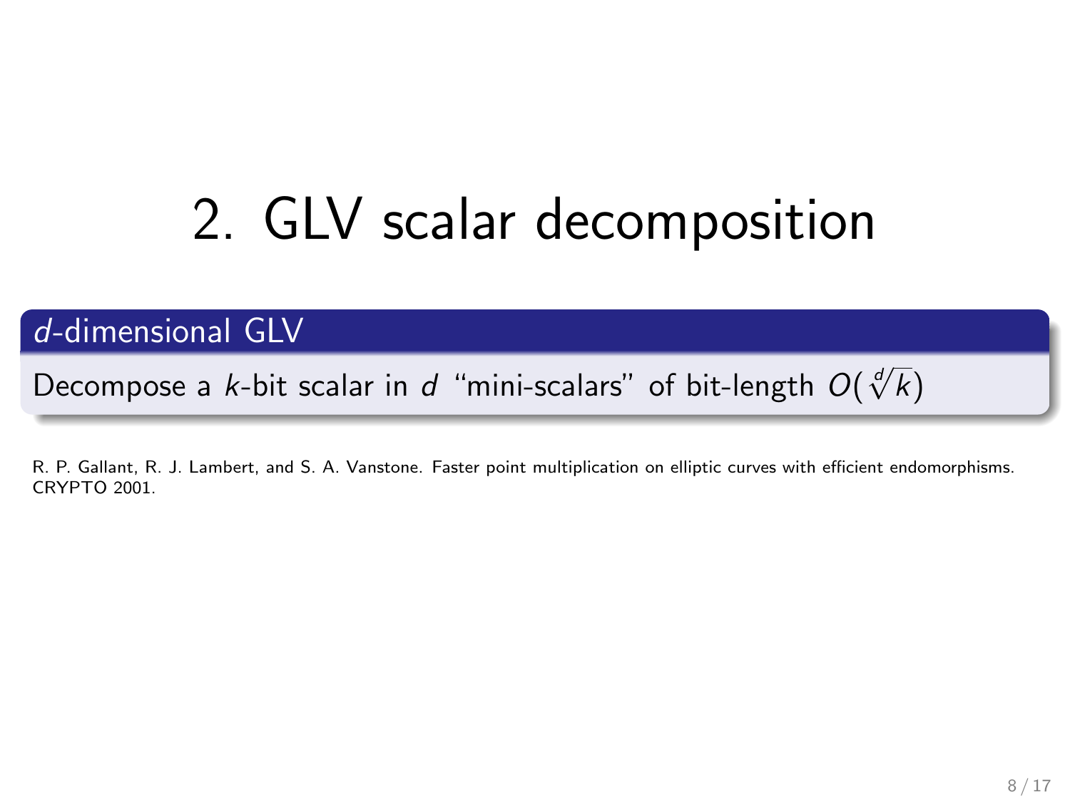# 2. GLV scalar decomposition

## $d$-dimensional GLV

Decompose a $k$-bit scalar in $d$ "mini-scalars" of bit-length $O(\sqrt[d]{k})$

R. P. Gallant, R. J. Lambert, and S. A. Vanstone. Faster point multiplication on elliptic curves with efficient endomorphisms. CRYPTO 2001.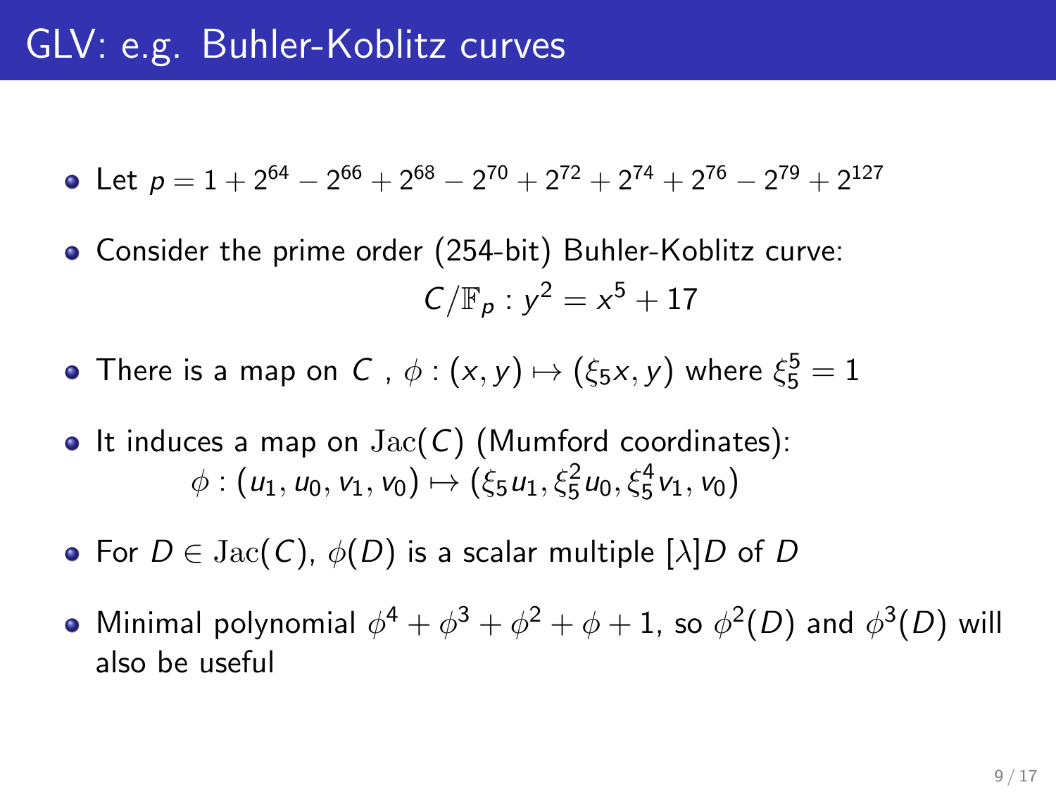# GLV: e.g. Buhler-Koblitz curves

- Let $p = 1 + 2^{64} - 2^{66} + 2^{68} - 2^{70} + 2^{72} + 2^{74} + 2^{76} - 2^{79} + 2^{127}$
- Consider the prime order (254-bit) Buhler-Koblitz curve:
$$C/\mathbb{F}_p : y^2 = x^5 + 17$$
- There is a map on $C$ , $\phi : (x, y) \mapsto (\xi_5 x, y)$ where $\xi_5^5 = 1$
- It induces a map on $\mathrm{Jac}(C)$ (Mumford coordinates):
$$\phi : (u_1, u_0, v_1, v_0) \mapsto (\xi_5 u_1, \xi_5^2 u_0, \xi_5^4 v_1, v_0)$$
- For $D \in \mathrm{Jac}(C)$, $\phi(D)$ is a scalar multiple $[\lambda]D$ of $D$
- Minimal polynomial $\phi^4 + \phi^3 + \phi^2 + \phi + 1$, so $\phi^2(D)$ and $\phi^3(D)$ will also be useful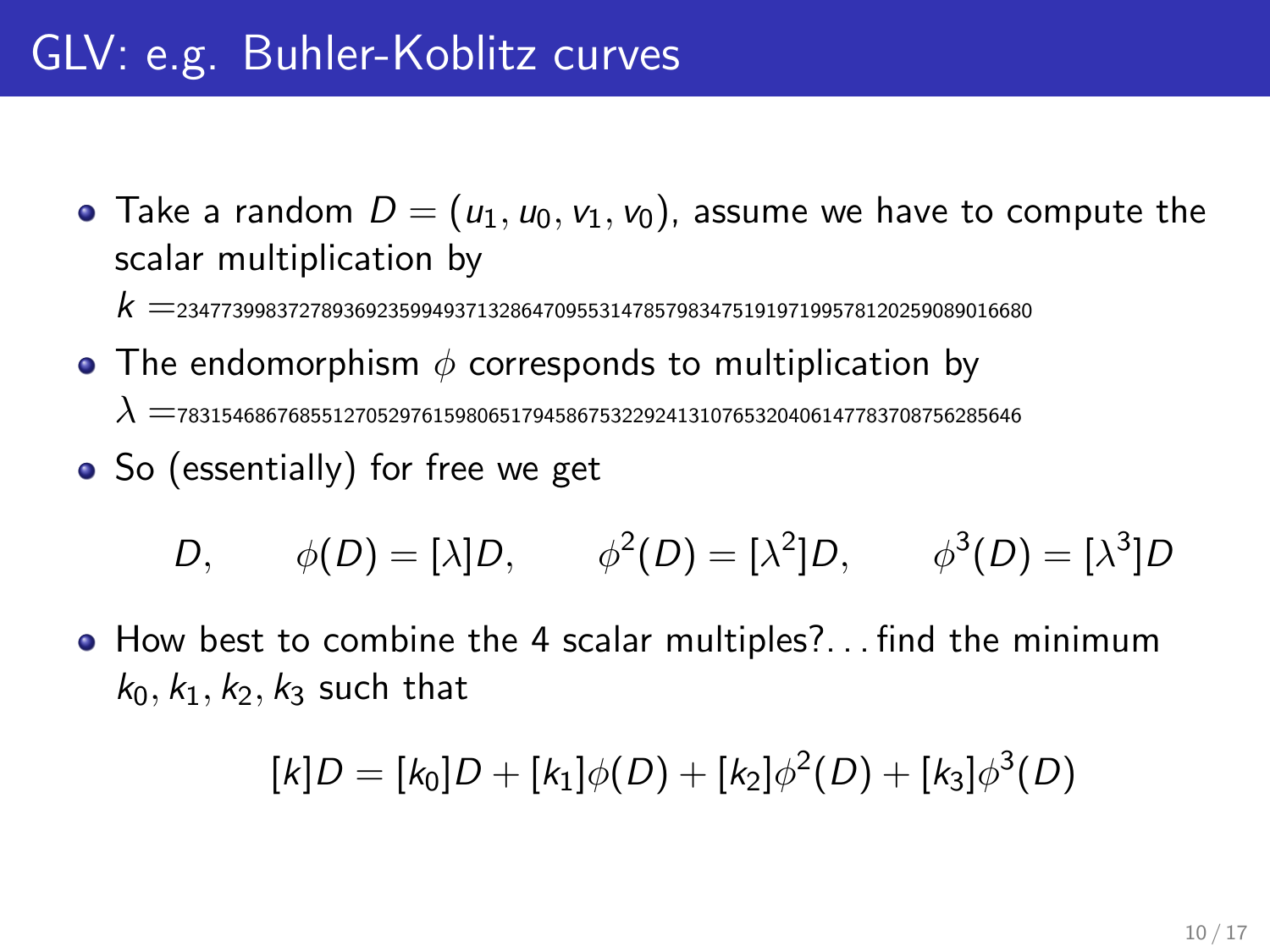# GLV: e.g. Buhler-Koblitz curves

- Take a random $D = (u_1, u_0, v_1, v_0)$, assume we have to compute the scalar multiplication by $k =$ 23477399837278936923599493713286470955314785798347519197199578120259089016680
- The endomorphism $\phi$ corresponds to multiplication by $\lambda =$ 78315468676855127052976159806517945867532292413107653204061477837087562856 46
- So (essentially) for free we get

$$D, \qquad \phi(D) = [\lambda]D, \qquad \phi^2(D) = [\lambda^2]D, \qquad \phi^3(D) = [\lambda^3]D$$

- How best to combine the 4 scalar multiples?... find the minimum $k_0, k_1, k_2, k_3$ such that

$$[k]D = [k_0]D + [k_1]\phi(D) + [k_2]\phi^2(D) + [k_3]\phi^3(D)$$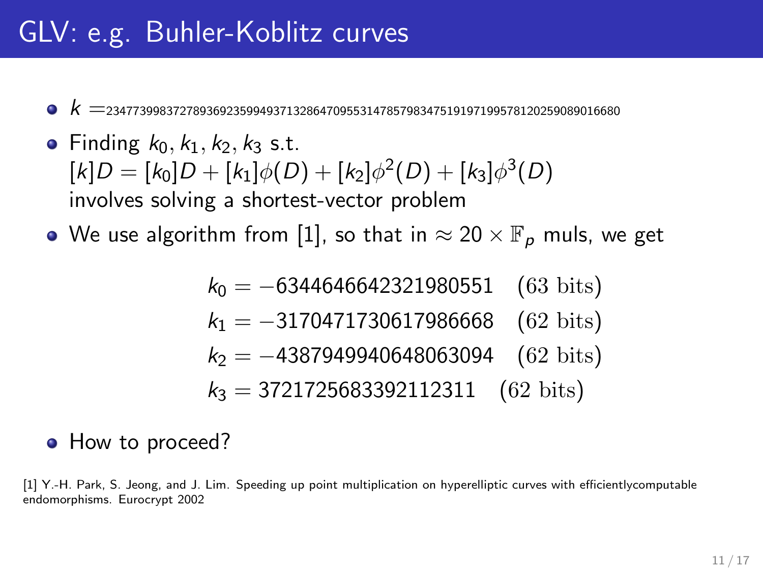# GLV: e.g. Buhler-Koblitz curves

- $k = $ 2347739983727893692359949371328647095531478579834751919719957812025908901668O
- Finding $k_0, k_1, k_2, k_3$ s.t.
  $[k]D = [k_0]D + [k_1]\phi(D) + [k_2]\phi^2(D) + [k_3]\phi^3(D)$
  involves solving a shortest-vector problem
- We use algorithm from [1], so that in $\approx 20 \times \mathbb{F}_p$ muls, we get

$$
\begin{aligned}
k_0 &= -6344646642321980551 \quad \text{(63 bits)} \\
k_1 &= -3170471730617986668 \quad \text{(62 bits)} \\
k_2 &= -4387949940648063094 \quad \text{(62 bits)} \\
k_3 &= 3721725683392112311 \quad \text{(62 bits)}
\end{aligned}
$$

- How to proceed?

[1] Y.-H. Park, S. Jeong, and J. Lim. Speeding up point multiplication on hyperelliptic curves with efficientlycomputable endomorphisms. Eurocrypt 2002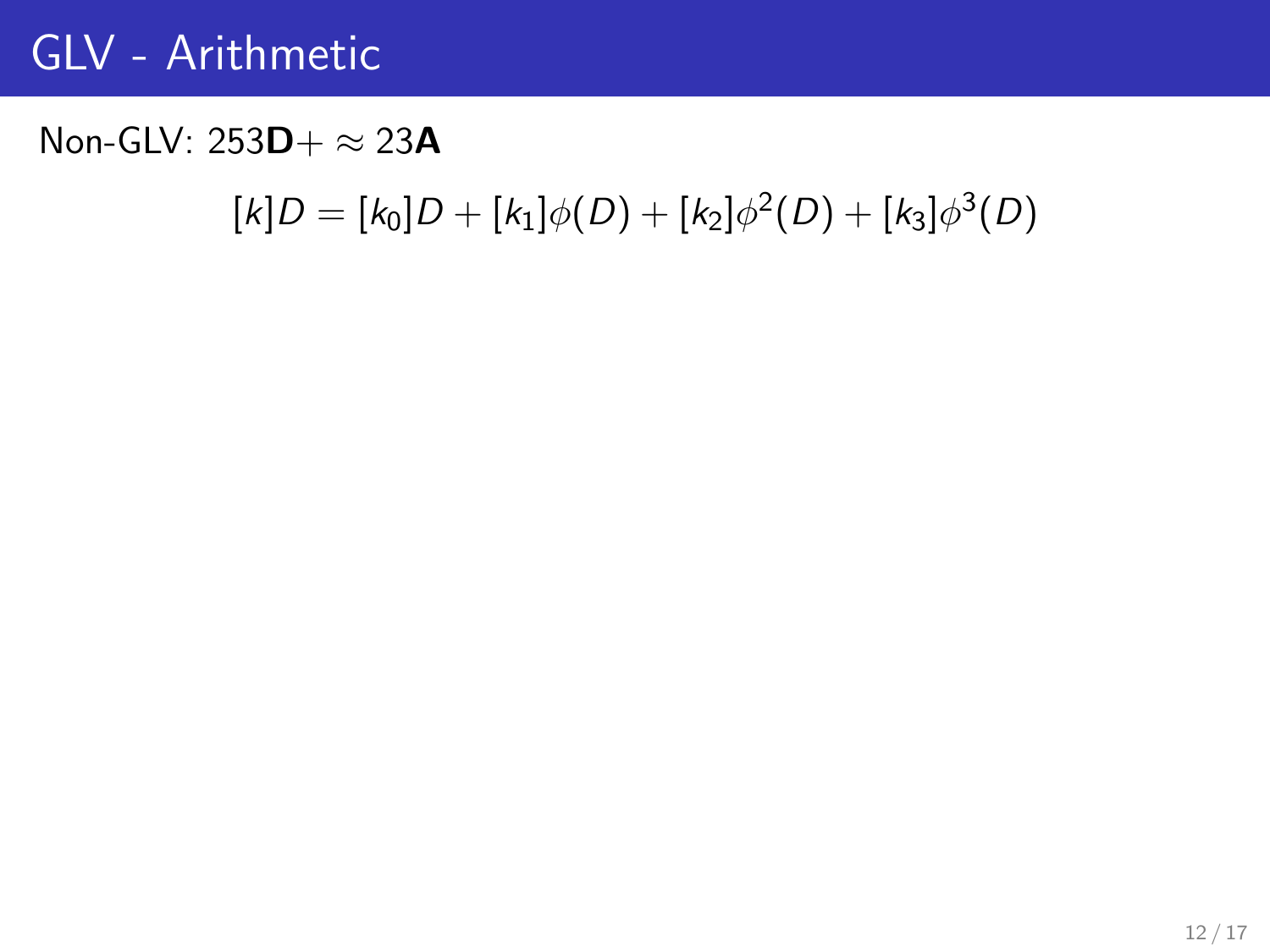# GLV - Arithmetic

Non-GLV: 253**D**$+ \approx$ 23**A**

$$[k]D = [k_0]D + [k_1]\phi(D) + [k_2]\phi^2(D) + [k_3]\phi^3(D)$$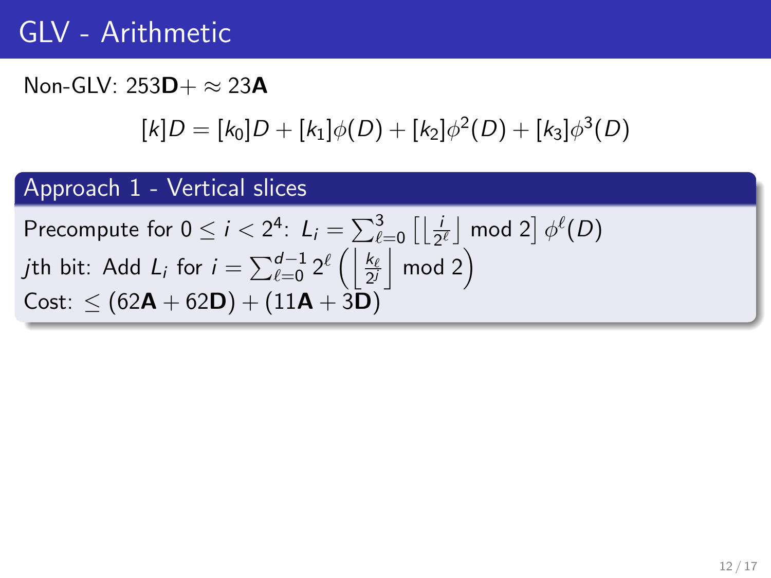# GLV - Arithmetic

Non-GLV: $253\mathbf{D}+ \approx 23\mathbf{A}$

$$[k]D = [k_0]D + [k_1]\phi(D) + [k_2]\phi^2(D) + [k_3]\phi^3(D)$$

## Approach 1 - Vertical slices

Precompute for $0 \leq i < 2^4$: $L_i = \sum_{\ell=0}^{3} \left[ \left\lfloor \frac{i}{2^\ell} \right\rfloor \bmod 2 \right] \phi^\ell(D)$

$j$th bit: Add $L_i$ for $i = \sum_{\ell=0}^{d-1} 2^\ell \left( \left\lfloor \frac{k_\ell}{2^j} \right\rfloor \bmod 2 \right)$

Cost: $\leq (62\mathbf{A} + 62\mathbf{D}) + (11\mathbf{A} + 3\mathbf{D})$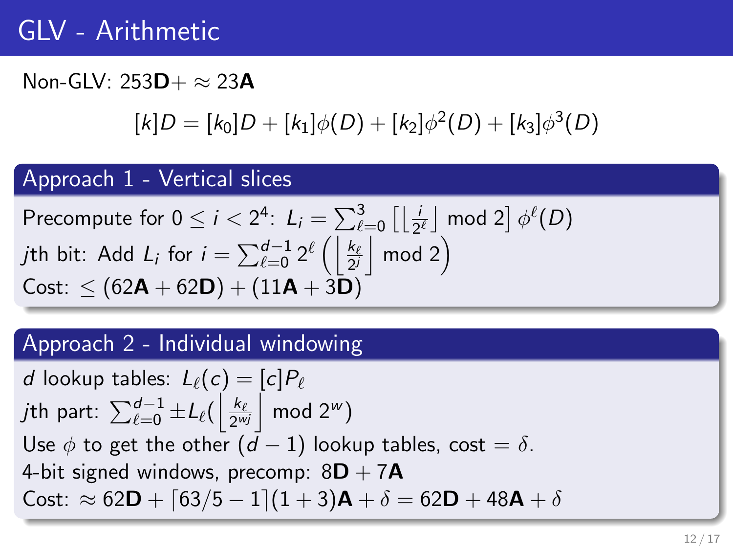# GLV - Arithmetic

Non-GLV: 253**D**+ $\approx$ 23**A**

$$[k]D = [k_0]D + [k_1]\phi(D) + [k_2]\phi^2(D) + [k_3]\phi^3(D)$$

## Approach 1 - Vertical slices

Precompute for $0 \leq i < 2^4$: $L_i = \sum_{\ell=0}^{3} \left[\left\lfloor \frac{i}{2^\ell} \right\rfloor \bmod 2\right] \phi^\ell(D)$

$j$th bit: Add $L_i$ for $i = \sum_{\ell=0}^{d-1} 2^\ell \left(\left\lfloor \frac{k_\ell}{2^j} \right\rfloor \bmod 2\right)$

Cost: $\leq (62\mathbf{A} + 62\mathbf{D}) + (11\mathbf{A} + 3\mathbf{D})$

## Approach 2 - Individual windowing

$d$ lookup tables: $L_\ell(c) = [c]P_\ell$

$j$th part: $\sum_{\ell=0}^{d-1} \pm L_\ell(\left\lfloor \frac{k_\ell}{2^{wj}} \right\rfloor \bmod 2^w)$

Use $\phi$ to get the other $(d-1)$ lookup tables, cost $= \delta$.

4-bit signed windows, precomp: $8\mathbf{D} + 7\mathbf{A}$

Cost: $\approx 62\mathbf{D} + \lceil 63/5 - 1 \rceil (1+3)\mathbf{A} + \delta = 62\mathbf{D} + 48\mathbf{A} + \delta$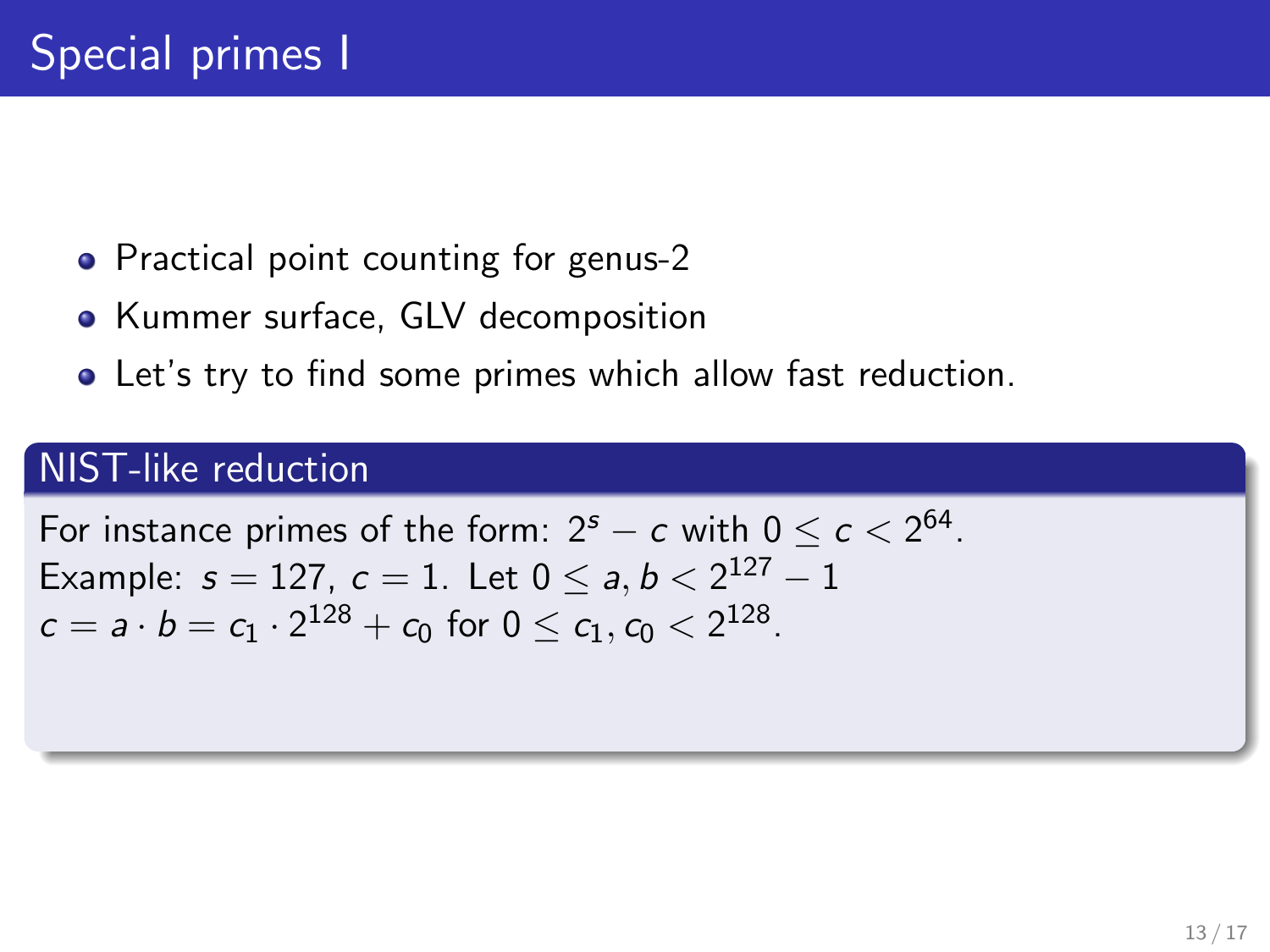# Special primes I

- Practical point counting for genus-2
- Kummer surface, GLV decomposition
- Let's try to find some primes which allow fast reduction.

## NIST-like reduction

For instance primes of the form: $2^s - c$ with $0 \leq c < 2^{64}$.
Example: $s = 127$, $c = 1$. Let $0 \leq a, b < 2^{127} - 1$
$c = a \cdot b = c_1 \cdot 2^{128} + c_0$ for $0 \leq c_1, c_0 < 2^{128}$.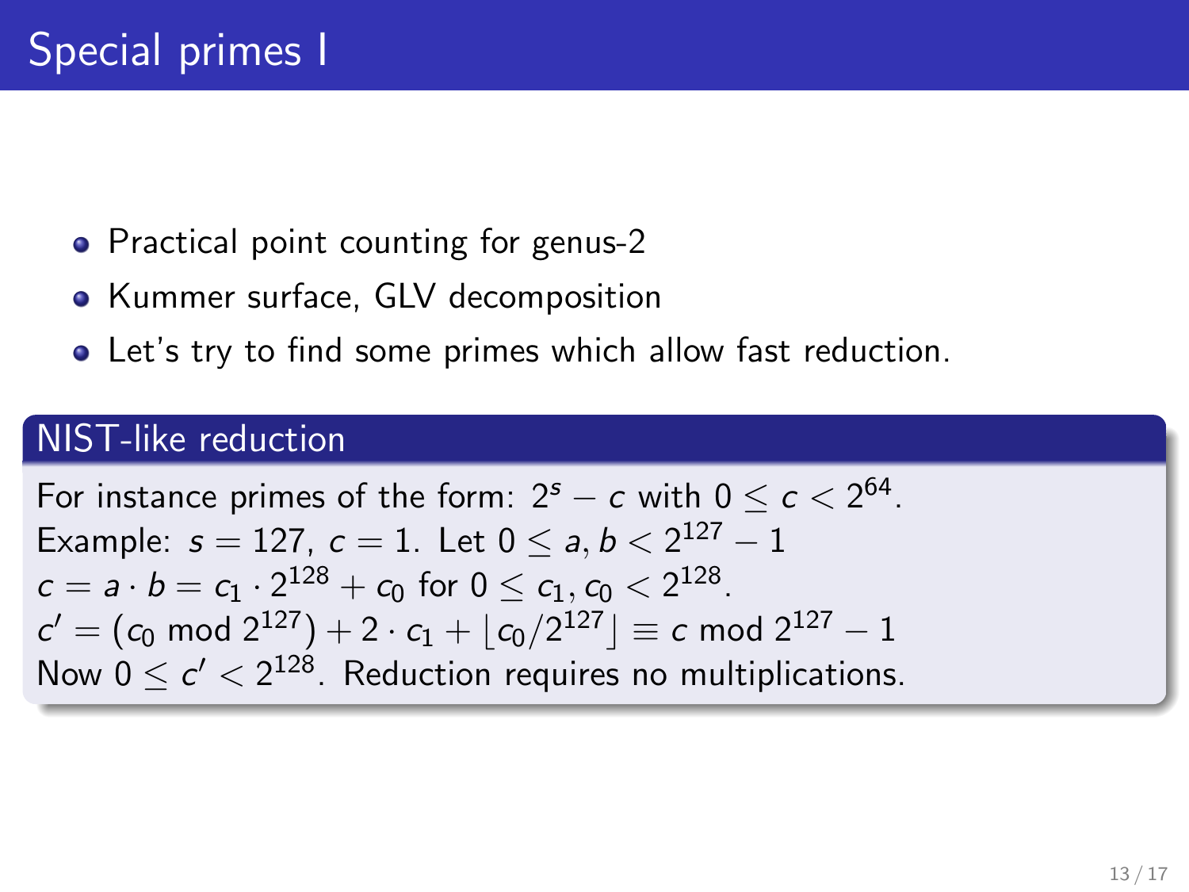# Special primes I

- Practical point counting for genus-2
- Kummer surface, GLV decomposition
- Let's try to find some primes which allow fast reduction.

### NIST-like reduction

For instance primes of the form: $2^s - c$ with $0 \leq c < 2^{64}$.
Example: $s = 127$, $c = 1$. Let $0 \leq a, b < 2^{127} - 1$
$c = a \cdot b = c_1 \cdot 2^{128} + c_0$ for $0 \leq c_1, c_0 < 2^{128}$.
$c' = (c_0 \bmod 2^{127}) + 2 \cdot c_1 + \lfloor c_0 / 2^{127} \rfloor \equiv c \bmod 2^{127} - 1$
Now $0 \leq c' < 2^{128}$. Reduction requires no multiplications.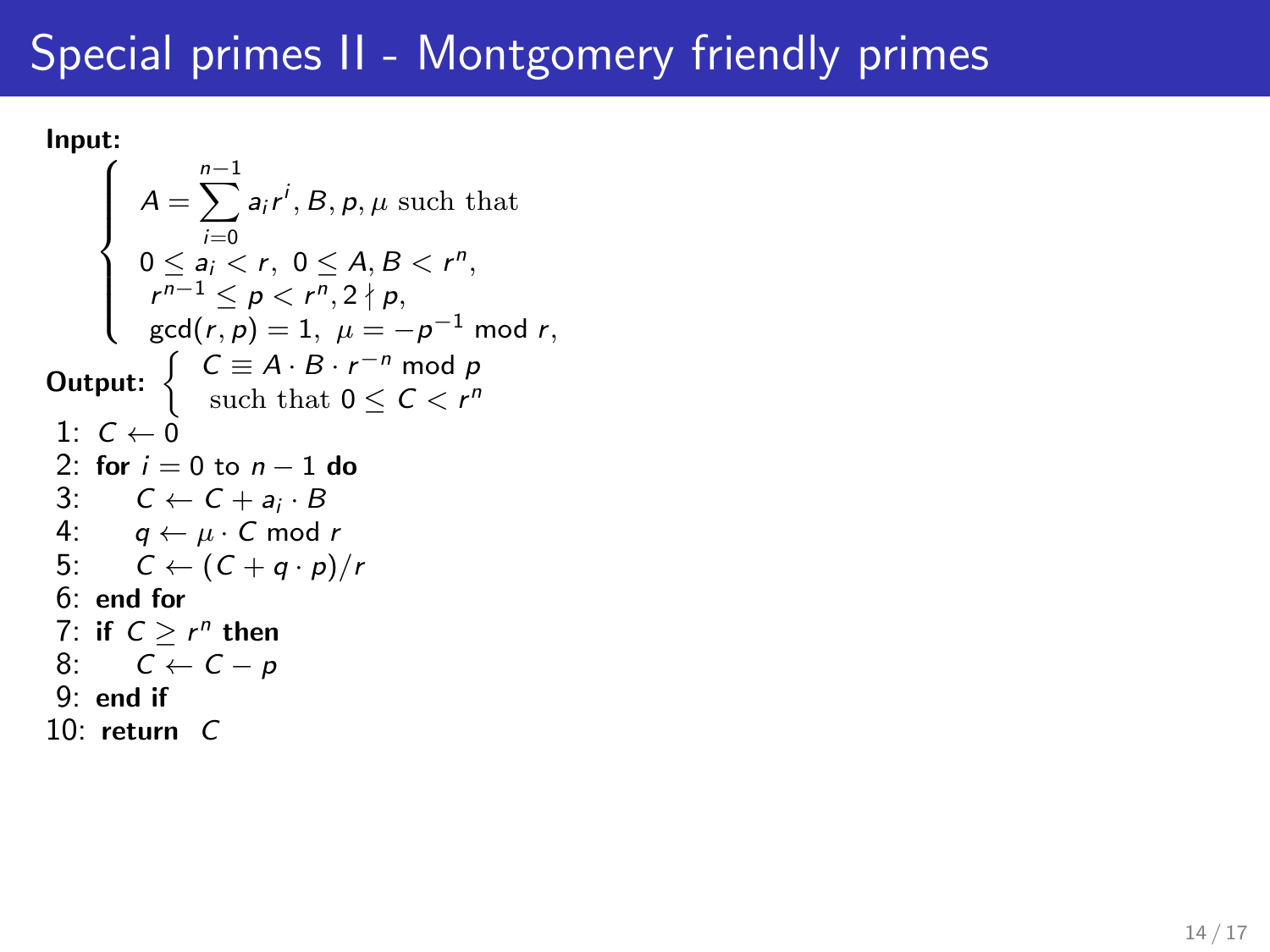# Special primes II - Montgomery friendly primes

**Input:**

$$\begin{cases} A = \sum_{i=0}^{n-1} a_i r^i, B, p, \mu \text{ such that} \\ 0 \leq a_i < r,\ 0 \leq A, B < r^n, \\ r^{n-1} \leq p < r^n, 2 \nmid p, \\ \gcd(r, p) = 1,\ \mu = -p^{-1} \bmod r, \end{cases}$$

**Output:** $\begin{cases} C \equiv A \cdot B \cdot r^{-n} \bmod p \\ \text{such that } 0 \leq C < r^n \end{cases}$

1: $C \leftarrow 0$
2: **for** $i = 0$ to $n-1$ **do**
3: $\quad C \leftarrow C + a_i \cdot B$
4: $\quad q \leftarrow \mu \cdot C \bmod r$
5: $\quad C \leftarrow (C + q \cdot p)/r$
6: **end for**
7: **if** $C \geq r^n$ **then**
8: $\quad C \leftarrow C - p$
9: **end if**
10: **return** $C$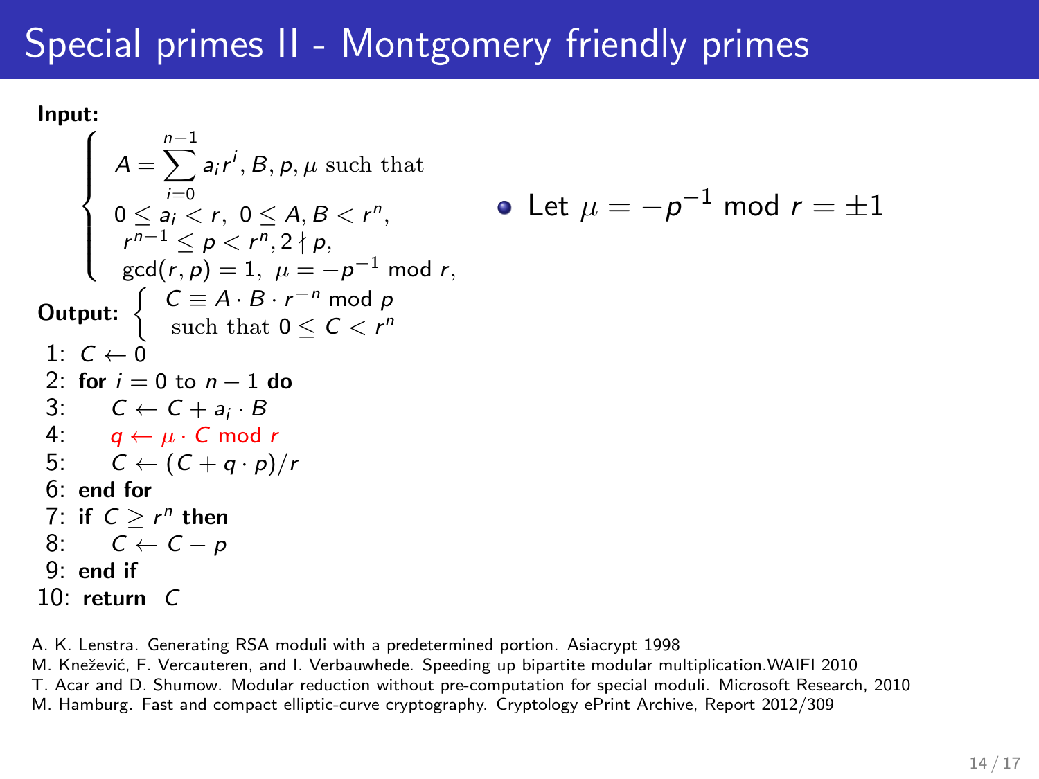# Special primes II - Montgomery friendly primes

**Input:**
$$\begin{cases} A = \sum_{i=0}^{n-1} a_i r^i, B, p, \mu \text{ such that} \\ 0 \le a_i < r,\ 0 \le A, B < r^n, \\ r^{n-1} \le p < r^n, 2 \nmid p, \\ \gcd(r,p) = 1,\ \mu = -p^{-1} \bmod r, \end{cases}$$

**Output:** $\begin{cases} C \equiv A \cdot B \cdot r^{-n} \bmod p \\ \text{such that } 0 \le C < r^n \end{cases}$

```
1: C ← 0
2: for i = 0 to n − 1 do
3:     C ← C + a_i · B
4:     q ← μ · C mod r
5:     C ← (C + q · p)/r
6: end for
7: if C ≥ r^n then
8:     C ← C − p
9: end if
10: return C
```

- Let $\mu = -p^{-1} \bmod r = \pm 1$

A. K. Lenstra. Generating RSA moduli with a predetermined portion. Asiacrypt 1998

M. Knežević, F. Vercauteren, and I. Verbauwhede. Speeding up bipartite modular multiplication.WAIFI 2010

T. Acar and D. Shumow. Modular reduction without pre-computation for special moduli. Microsoft Research, 2010

M. Hamburg. Fast and compact elliptic-curve cryptography. Cryptology ePrint Archive, Report 2012/309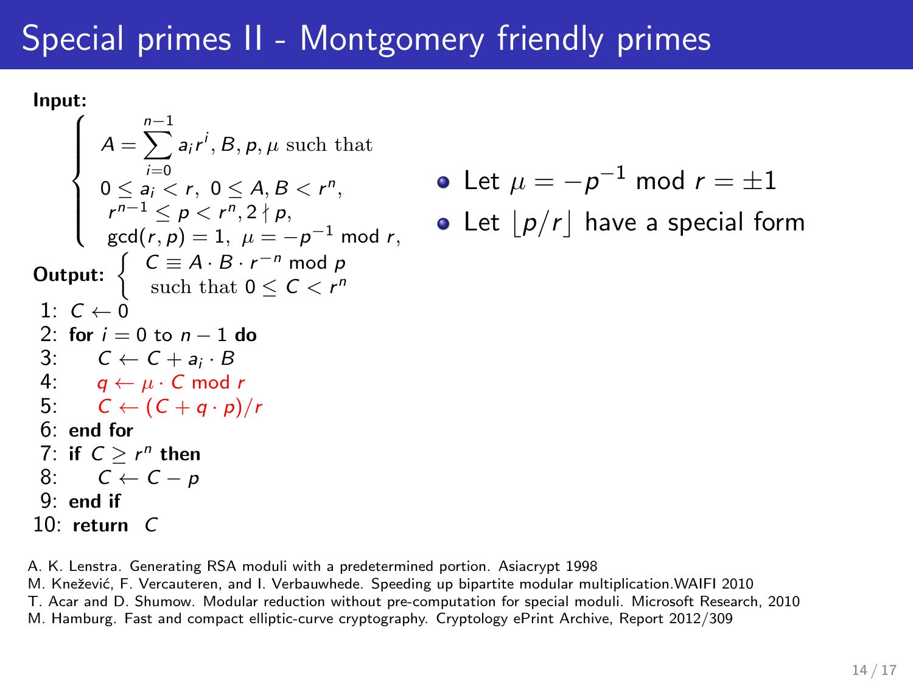# Special primes II - Montgomery friendly primes

**Input:**

$$\begin{cases} A = \sum_{i=0}^{n-1} a_i r^i, B, p, \mu \text{ such that} \\ 0 \le a_i < r,\ 0 \le A, B < r^n, \\ r^{n-1} \le p < r^n, 2 \nmid p, \\ \gcd(r, p) = 1,\ \mu = -p^{-1} \bmod r, \end{cases}$$

**Output:** $\begin{cases} C \equiv A \cdot B \cdot r^{-n} \bmod p \\ \text{such that } 0 \le C < r^n \end{cases}$

1: $C \leftarrow 0$
2: **for** $i = 0$ to $n-1$ **do**
3: $\quad C \leftarrow C + a_i \cdot B$
4: $\quad q \leftarrow \mu \cdot C \bmod r$
5: $\quad C \leftarrow (C + q \cdot p)/r$
6: **end for**
7: **if** $C \ge r^n$ **then**
8: $\quad C \leftarrow C - p$
9: **end if**
10: **return** $C$

- Let $\mu = -p^{-1} \bmod r = \pm 1$
- Let $\lfloor p/r \rfloor$ have a special form

A. K. Lenstra. Generating RSA moduli with a predetermined portion. Asiacrypt 1998
M. Knežević, F. Vercauteren, and I. Verbauwhede. Speeding up bipartite modular multiplication.WAIFI 2010
T. Acar and D. Shumow. Modular reduction without pre-computation for special moduli. Microsoft Research, 2010
M. Hamburg. Fast and compact elliptic-curve cryptography. Cryptology ePrint Archive, Report 2012/309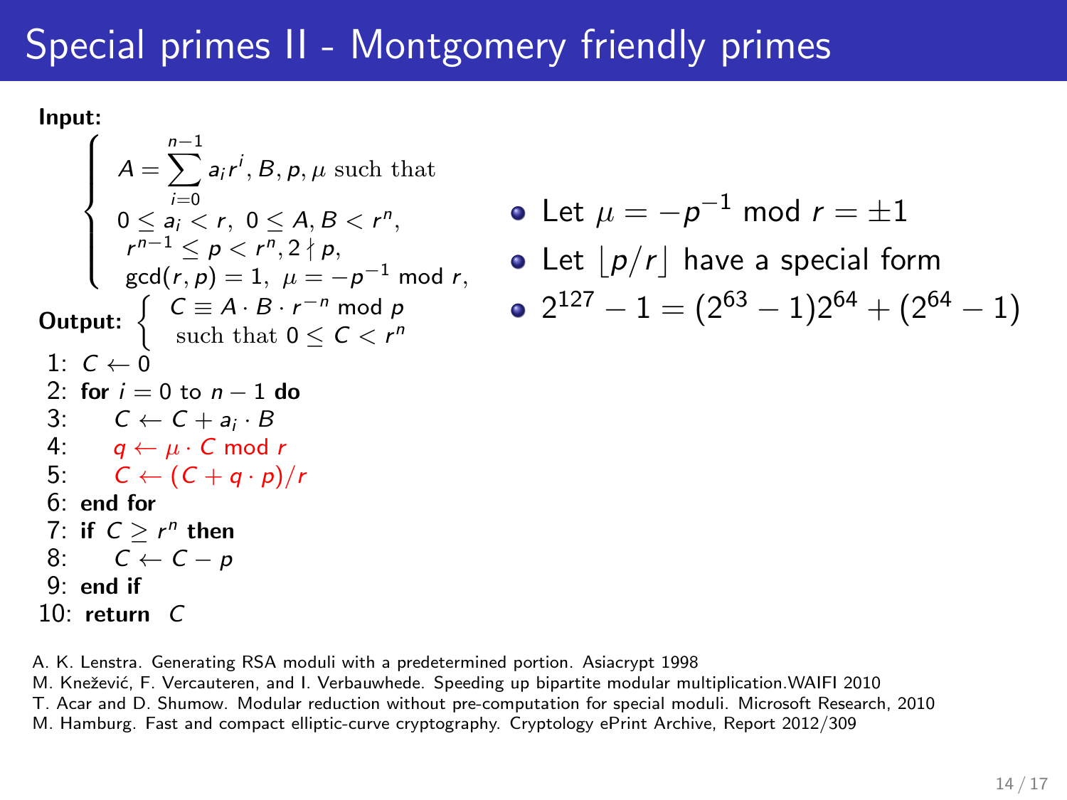# Special primes II - Montgomery friendly primes

**Input:**

$$\begin{cases} A = \sum_{i=0}^{n-1} a_i r^i, B, p, \mu \text{ such that} \\ 0 \le a_i < r,\ 0 \le A, B < r^n, \\ r^{n-1} \le p < r^n, 2 \nmid p, \\ \gcd(r,p) = 1,\ \mu = -p^{-1} \bmod r, \end{cases}$$

**Output:** $\begin{cases} C \equiv A \cdot B \cdot r^{-n} \bmod p \\ \text{such that } 0 \le C < r^n \end{cases}$

```
1: C ← 0
2: for i = 0 to n − 1 do
3:     C ← C + a_i · B
4:     q ← μ · C mod r
5:     C ← (C + q · p)/r
6: end for
7: if C ≥ r^n then
8:     C ← C − p
9: end if
10: return C
```

- Let $\mu = -p^{-1} \bmod r = \pm 1$
- Let $\lfloor p/r \rfloor$ have a special form
- $2^{127} - 1 = (2^{63} - 1)2^{64} + (2^{64} - 1)$

A. K. Lenstra. Generating RSA moduli with a predetermined portion. Asiacrypt 1998

M. Knežević, F. Vercauteren, and I. Verbauwhede. Speeding up bipartite modular multiplication.WAIFI 2010

T. Acar and D. Shumow. Modular reduction without pre-computation for special moduli. Microsoft Research, 2010

M. Hamburg. Fast and compact elliptic-curve cryptography. Cryptology ePrint Archive, Report 2012/309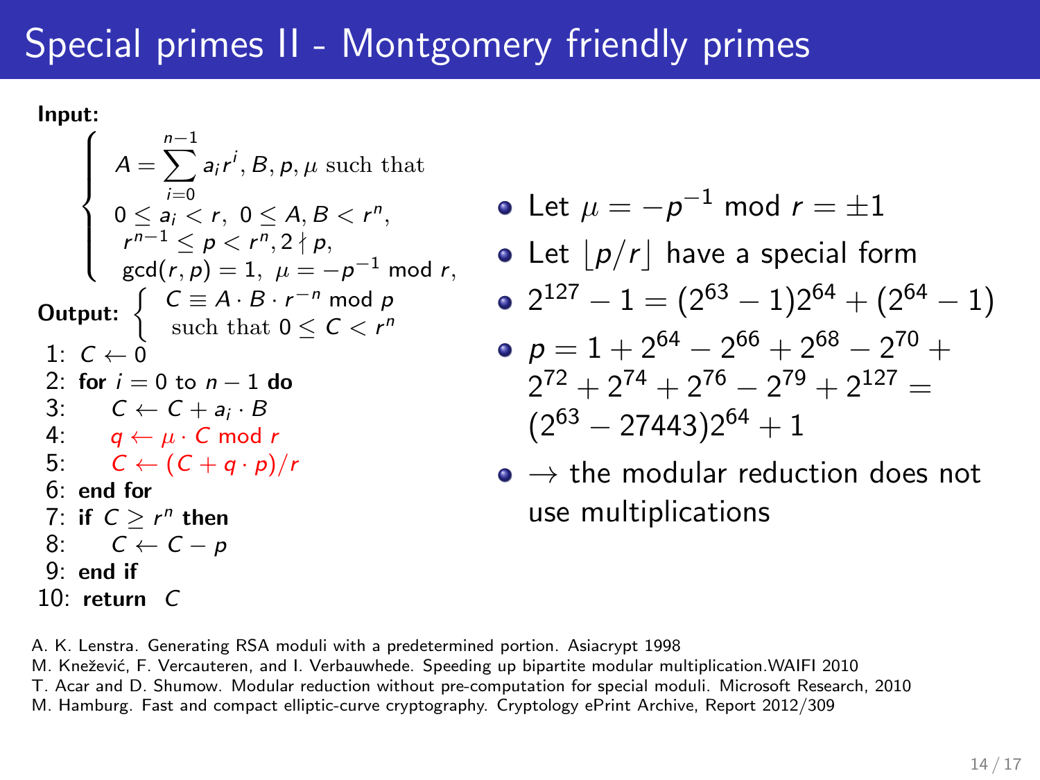# Special primes II - Montgomery friendly primes

**Input:**

$$\begin{cases} A = \sum_{i=0}^{n-1} a_i r^i, B, p, \mu \text{ such that} \\ 0 \le a_i < r,\ 0 \le A, B < r^n, \\ r^{n-1} \le p < r^n, 2 \nmid p, \\ \gcd(r,p) = 1,\ \mu = -p^{-1} \bmod r, \end{cases}$$

**Output:** $\begin{cases} C \equiv A \cdot B \cdot r^{-n} \bmod p \\ \text{such that } 0 \le C < r^n \end{cases}$

1: $C \leftarrow 0$
2: **for** $i = 0$ to $n-1$ **do**
3: $\quad C \leftarrow C + a_i \cdot B$
4: $\quad q \leftarrow \mu \cdot C \bmod r$
5: $\quad C \leftarrow (C + q \cdot p)/r$
6: **end for**
7: **if** $C \ge r^n$ **then**
8: $\quad C \leftarrow C - p$
9: **end if**
10: **return** $C$

- Let $\mu = -p^{-1} \bmod r = \pm 1$
- Let $\lfloor p/r \rfloor$ have a special form
- $2^{127} - 1 = (2^{63} - 1)2^{64} + (2^{64} - 1)$
- $p = 1 + 2^{64} - 2^{66} + 2^{68} - 2^{70} + 2^{72} + 2^{74} + 2^{76} - 2^{79} + 2^{127} = (2^{63} - 27443)2^{64} + 1$
- $\rightarrow$ the modular reduction does not use multiplications

A. K. Lenstra. Generating RSA moduli with a predetermined portion. Asiacrypt 1998

M. Knežević, F. Vercauteren, and I. Verbauwhede. Speeding up bipartite modular multiplication.WAIFI 2010

T. Acar and D. Shumow. Modular reduction without pre-computation for special moduli. Microsoft Research, 2010

M. Hamburg. Fast and compact elliptic-curve cryptography. Cryptology ePrint Archive, Report 2012/309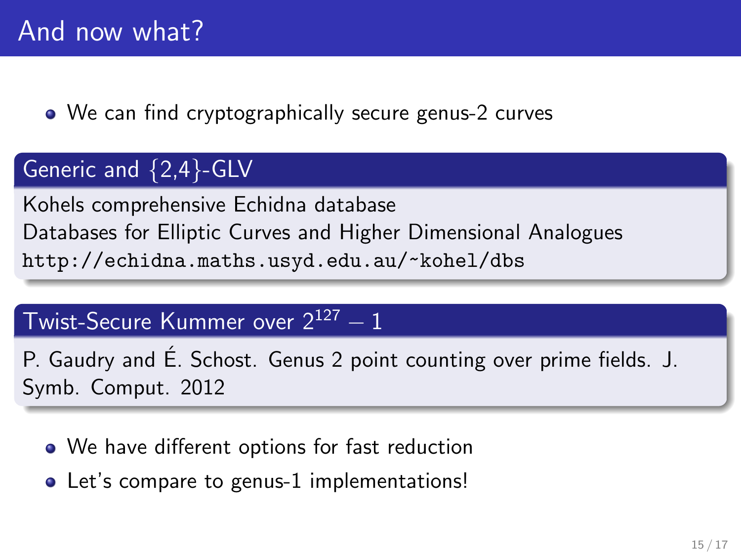# And now what?

- We can find cryptographically secure genus-2 curves

### Generic and {2,4}-GLV

Kohels comprehensive Echidna database
Databases for Elliptic Curves and Higher Dimensional Analogues
http://echidna.maths.usyd.edu.au/~kohel/dbs

### Twist-Secure Kummer over $2^{127} - 1$

P. Gaudry and É. Schost. Genus 2 point counting over prime fields. J. Symb. Comput. 2012

- We have different options for fast reduction
- Let's compare to genus-1 implementations!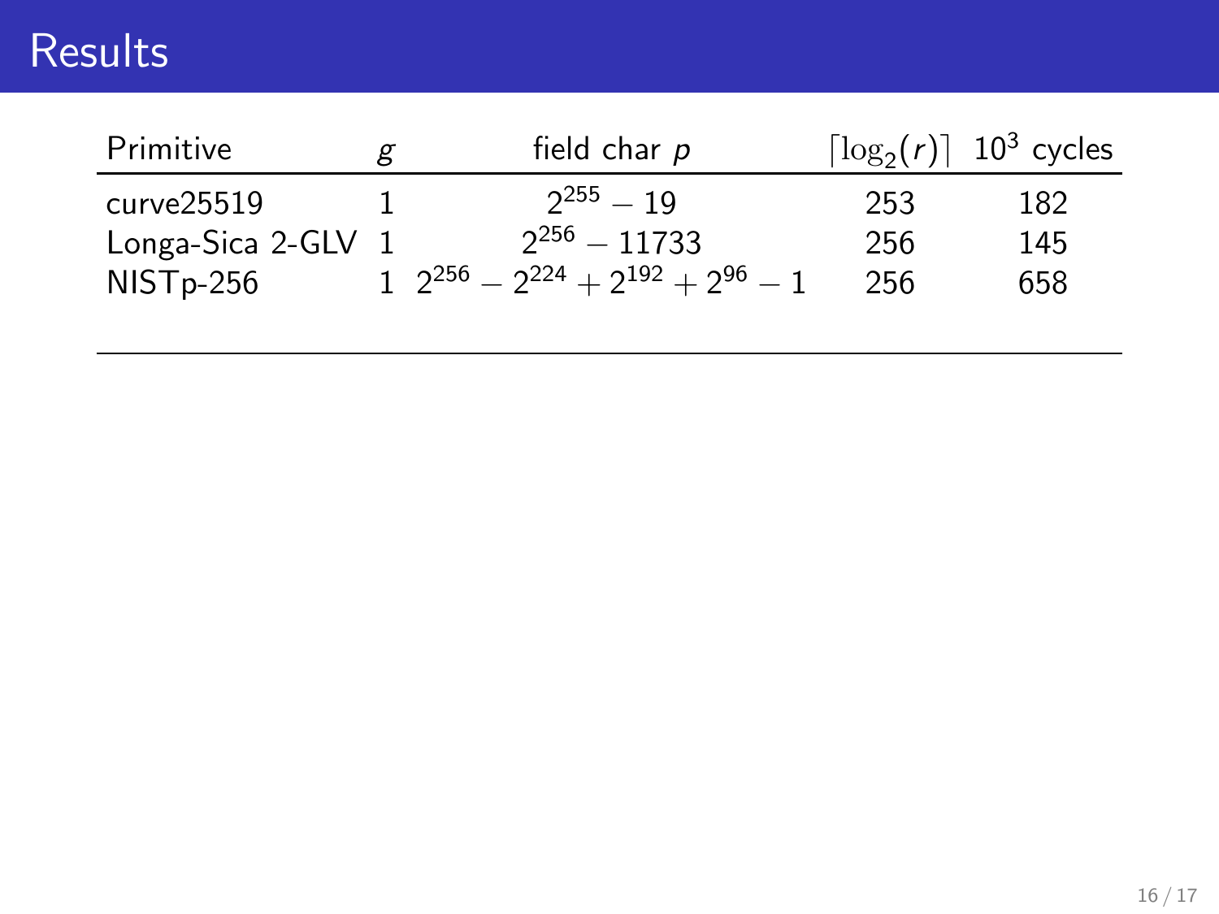# Results

| Primitive | $g$ | field char $p$ | $\lceil \log_2(r) \rceil$ | $10^3$ cycles |
|---|---|---|---|---|
| curve25519 | 1 | $2^{255} - 19$ | 253 | 182 |
| Longa-Sica 2-GLV | 1 | $2^{256} - 11733$ | 256 | 145 |
| NISTp-256 | 1 | $2^{256} - 2^{224} + 2^{192} + 2^{96} - 1$ | 256 | 658 |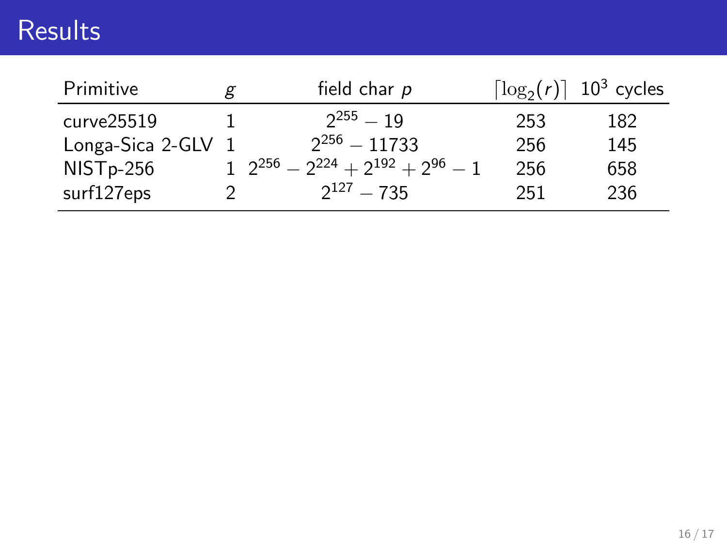# Results

| Primitive | $g$ | field char $p$ | $\lceil \log_2(r) \rceil$ | $10^3$ cycles |
|---|---|---|---|---|
| curve25519 | 1 | $2^{255} - 19$ | 253 | 182 |
| Longa-Sica 2-GLV | 1 | $2^{256} - 11733$ | 256 | 145 |
| NISTp-256 | 1 | $2^{256} - 2^{224} + 2^{192} + 2^{96} - 1$ | 256 | 658 |
| surf127eps | 2 | $2^{127} - 735$ | 251 | 236 |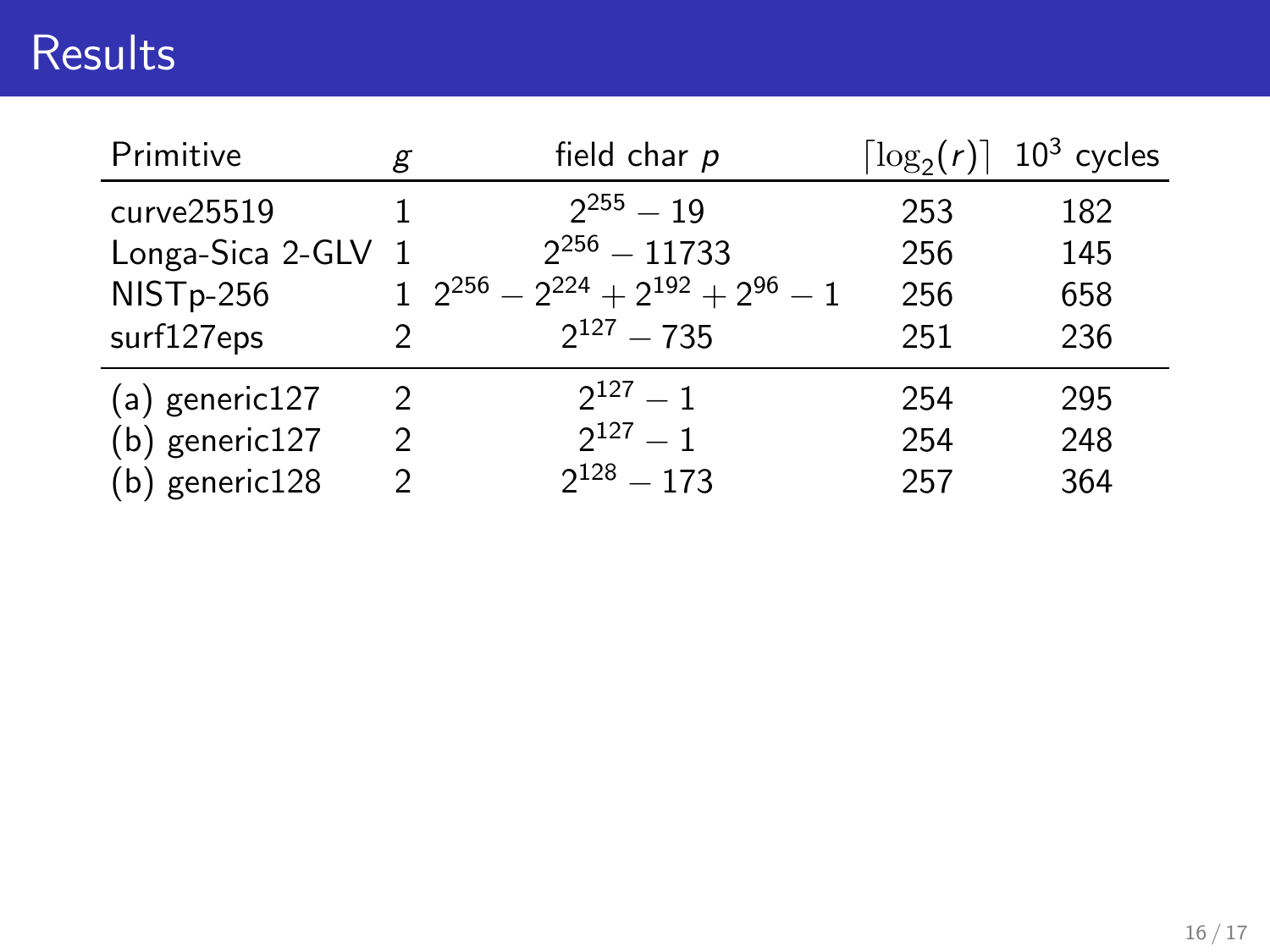# Results

| Primitive | $g$ | field char $p$ | $\lceil \log_2(r) \rceil$ | $10^3$ cycles |
|---|---|---|---|---|
| curve25519 | 1 | $2^{255} - 19$ | 253 | 182 |
| Longa-Sica 2-GLV | 1 | $2^{256} - 11733$ | 256 | 145 |
| NISTp-256 | 1 | $2^{256} - 2^{224} + 2^{192} + 2^{96} - 1$ | 256 | 658 |
| surf127eps | 2 | $2^{127} - 735$ | 251 | 236 |
| (a) generic127 | 2 | $2^{127} - 1$ | 254 | 295 |
| (b) generic127 | 2 | $2^{127} - 1$ | 254 | 248 |
| (b) generic128 | 2 | $2^{128} - 173$ | 257 | 364 |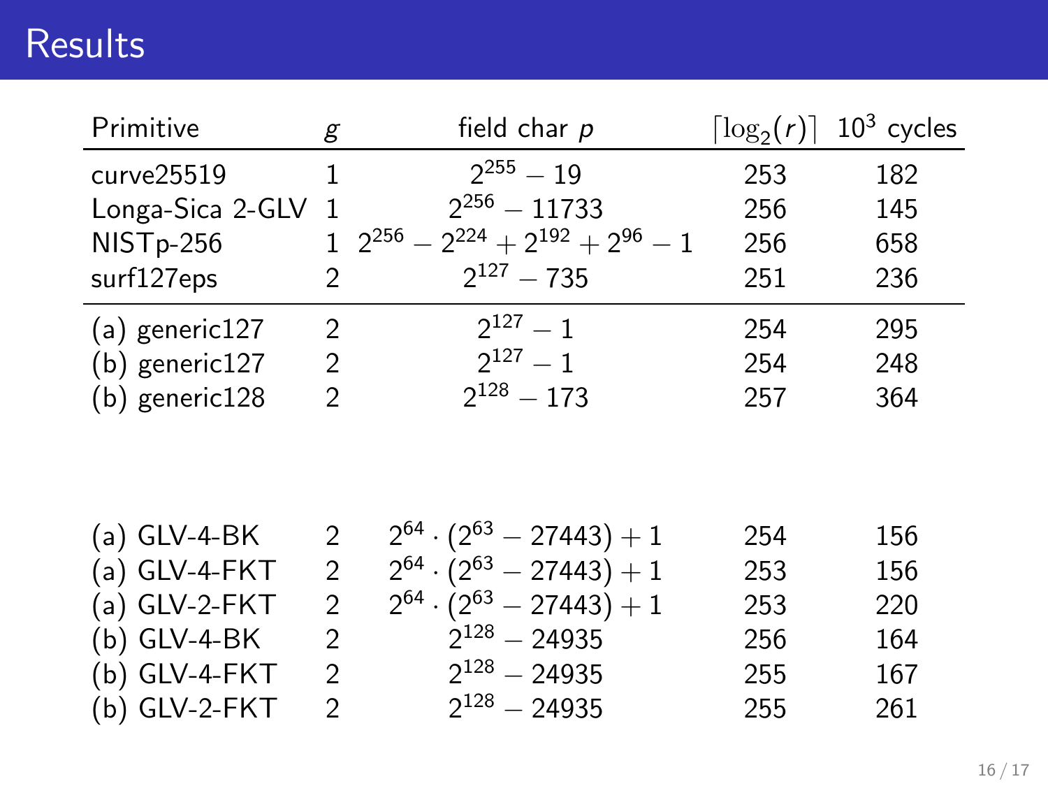# Results

| Primitive | $g$ | field char $p$ | $\lceil \log_2(r) \rceil$ | $10^3$ cycles |
|---|---|---|---|---|
| curve25519 | 1 | $2^{255} - 19$ | 253 | 182 |
| Longa-Sica 2-GLV | 1 | $2^{256} - 11733$ | 256 | 145 |
| NISTp-256 | 1 | $2^{256} - 2^{224} + 2^{192} + 2^{96} - 1$ | 256 | 658 |
| surf127eps | 2 | $2^{127} - 735$ | 251 | 236 |
| (a) generic127 | 2 | $2^{127} - 1$ | 254 | 295 |
| (b) generic127 | 2 | $2^{127} - 1$ | 254 | 248 |
| (b) generic128 | 2 | $2^{128} - 173$ | 257 | 364 |
| (a) GLV-4-BK | 2 | $2^{64} \cdot (2^{63} - 27443) + 1$ | 254 | 156 |
| (a) GLV-4-FKT | 2 | $2^{64} \cdot (2^{63} - 27443) + 1$ | 253 | 156 |
| (a) GLV-2-FKT | 2 | $2^{64} \cdot (2^{63} - 27443) + 1$ | 253 | 220 |
| (b) GLV-4-BK | 2 | $2^{128} - 24935$ | 256 | 164 |
| (b) GLV-4-FKT | 2 | $2^{128} - 24935$ | 255 | 167 |
| (b) GLV-2-FKT | 2 | $2^{128} - 24935$ | 255 | 261 |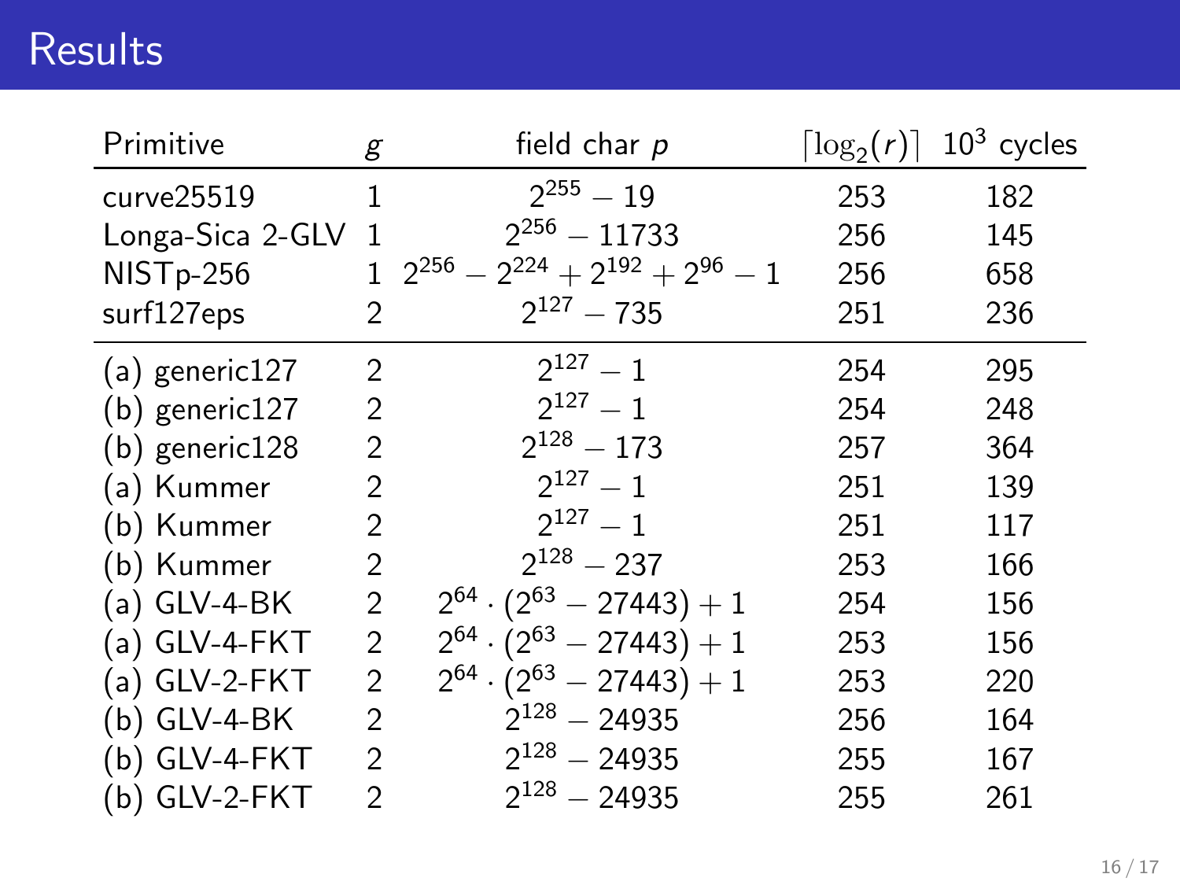# Results

| Primitive | $g$ | field char $p$ | $\lceil \log_2(r) \rceil$ | $10^3$ cycles |
|---|---|---|---|---|
| curve25519 | 1 | $2^{255} - 19$ | 253 | 182 |
| Longa-Sica 2-GLV | 1 | $2^{256} - 11733$ | 256 | 145 |
| NISTp-256 | 1 | $2^{256} - 2^{224} + 2^{192} + 2^{96} - 1$ | 256 | 658 |
| surf127eps | 2 | $2^{127} - 735$ | 251 | 236 |
| (a) generic127 | 2 | $2^{127} - 1$ | 254 | 295 |
| (b) generic127 | 2 | $2^{127} - 1$ | 254 | 248 |
| (b) generic128 | 2 | $2^{128} - 173$ | 257 | 364 |
| (a) Kummer | 2 | $2^{127} - 1$ | 251 | 139 |
| (b) Kummer | 2 | $2^{127} - 1$ | 251 | 117 |
| (b) Kummer | 2 | $2^{128} - 237$ | 253 | 166 |
| (a) GLV-4-BK | 2 | $2^{64} \cdot (2^{63} - 27443) + 1$ | 254 | 156 |
| (a) GLV-4-FKT | 2 | $2^{64} \cdot (2^{63} - 27443) + 1$ | 253 | 156 |
| (a) GLV-2-FKT | 2 | $2^{64} \cdot (2^{63} - 27443) + 1$ | 253 | 220 |
| (b) GLV-4-BK | 2 | $2^{128} - 24935$ | 256 | 164 |
| (b) GLV-4-FKT | 2 | $2^{128} - 24935$ | 255 | 167 |
| (b) GLV-2-FKT | 2 | $2^{128} - 24935$ | 255 | 261 |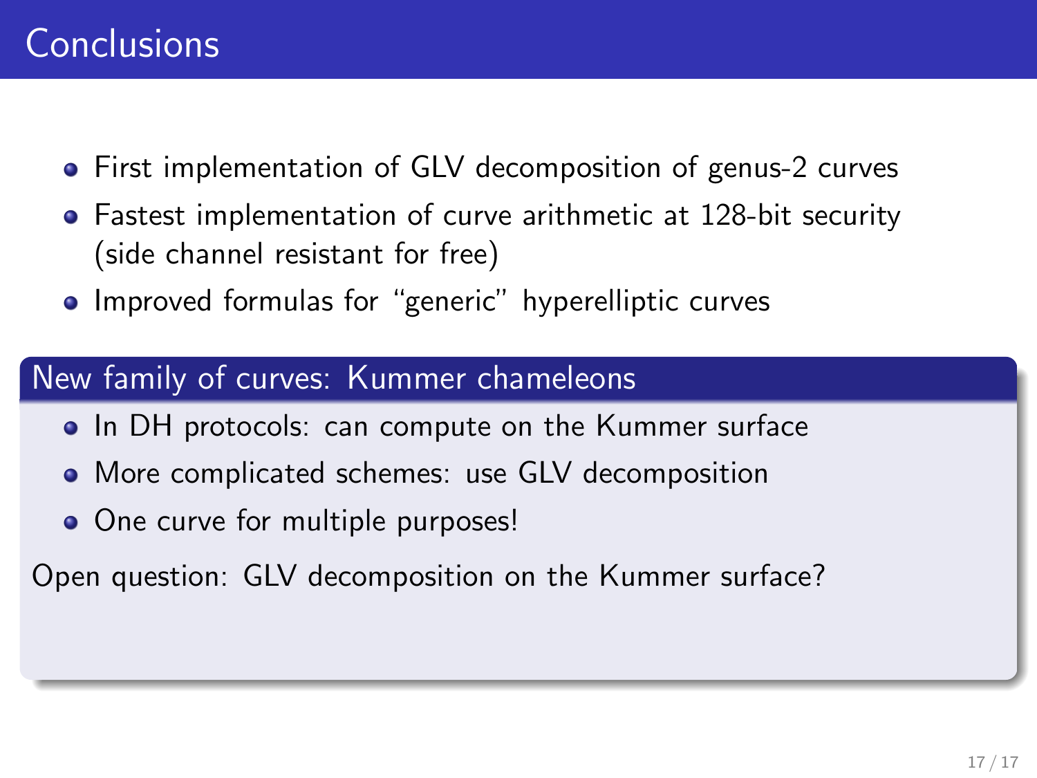# Conclusions

- First implementation of GLV decomposition of genus-2 curves
- Fastest implementation of curve arithmetic at 128-bit security (side channel resistant for free)
- Improved formulas for “generic” hyperelliptic curves

## New family of curves: Kummer chameleons

- In DH protocols: can compute on the Kummer surface
- More complicated schemes: use GLV decomposition
- One curve for multiple purposes!

Open question: GLV decomposition on the Kummer surface?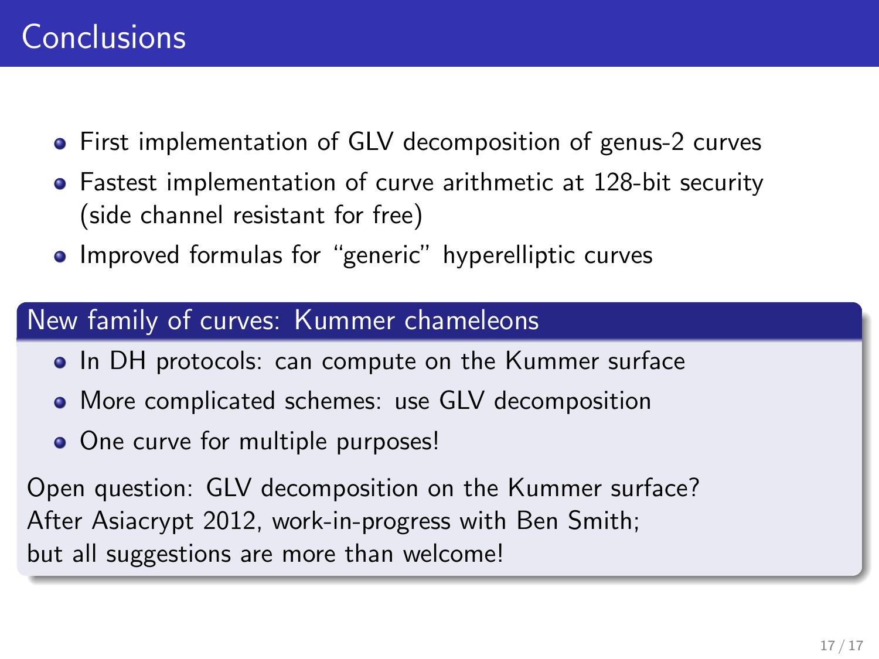# Conclusions

- First implementation of GLV decomposition of genus-2 curves
- Fastest implementation of curve arithmetic at 128-bit security (side channel resistant for free)
- Improved formulas for "generic" hyperelliptic curves

## New family of curves: Kummer chameleons

- In DH protocols: can compute on the Kummer surface
- More complicated schemes: use GLV decomposition
- One curve for multiple purposes!

Open question: GLV decomposition on the Kummer surface?
After Asiacrypt 2012, work-in-progress with Ben Smith;
but all suggestions are more than welcome!